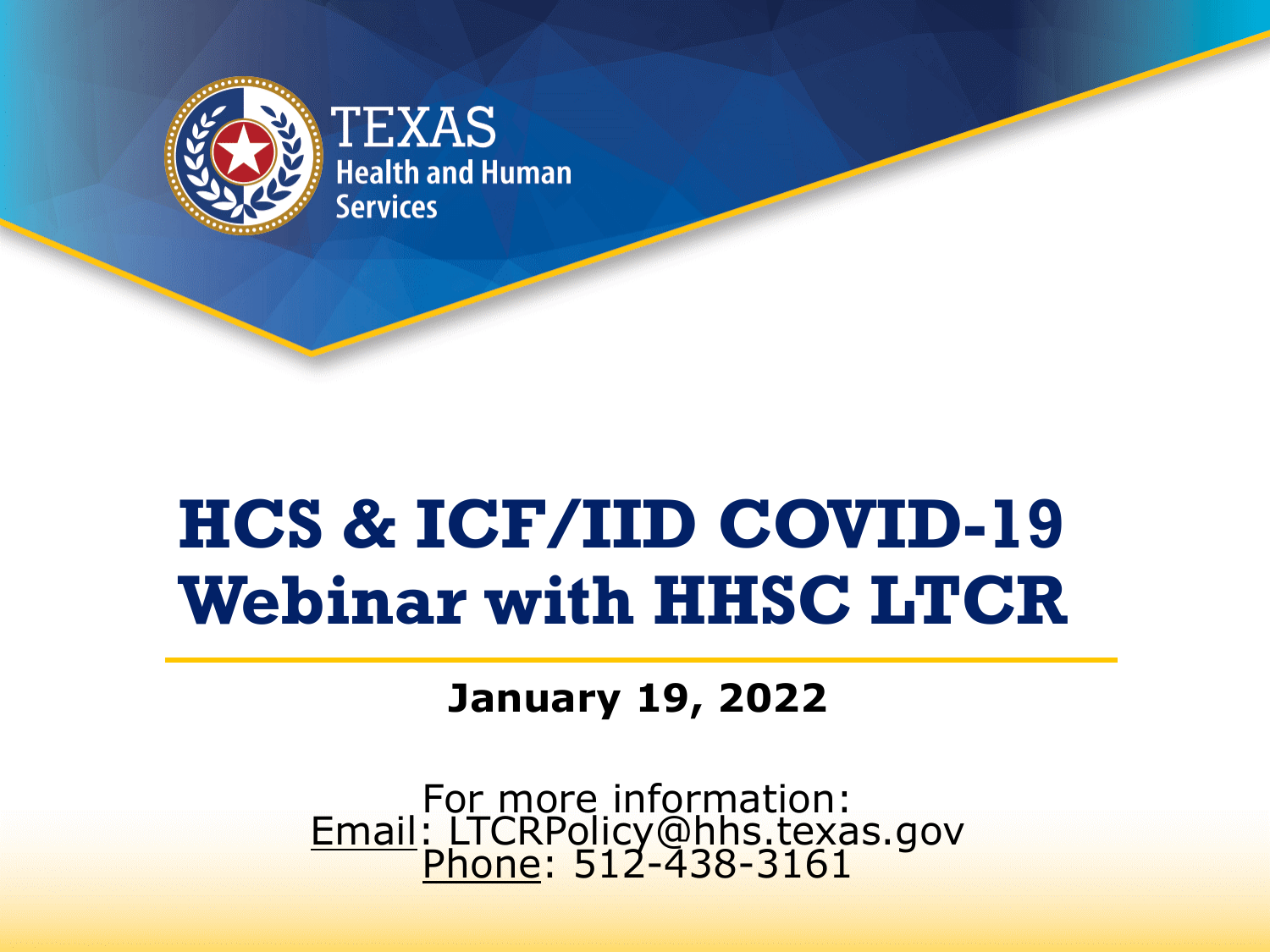TEXAS
Health and Human Services

# HCS & ICF/IID COVID-19 Webinar with HHSC LTCR

**January 19, 2022**

For more information:
Email: LTCRPolicy@hhs.texas.gov
Phone: 512-438-3161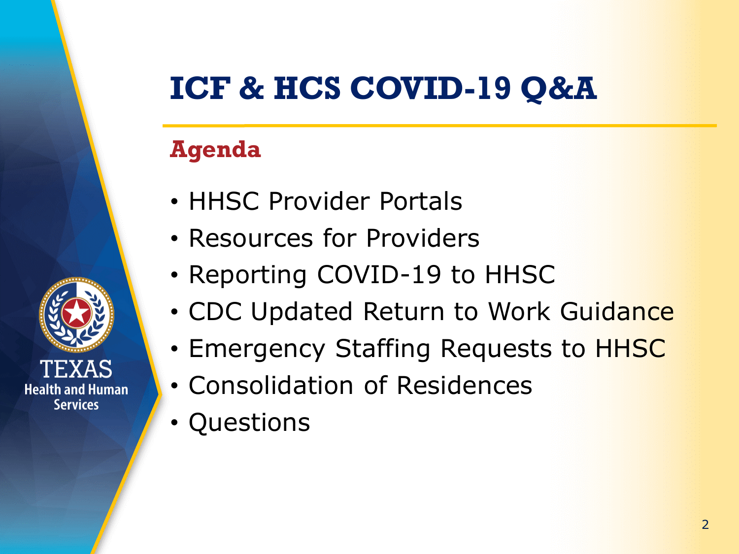# ICF & HCS COVID-19 Q&A

## Agenda

- HHSC Provider Portals
- Resources for Providers
- Reporting COVID-19 to HHSC
- CDC Updated Return to Work Guidance
- Emergency Staffing Requests to HHSC
- Consolidation of Residences
- Questions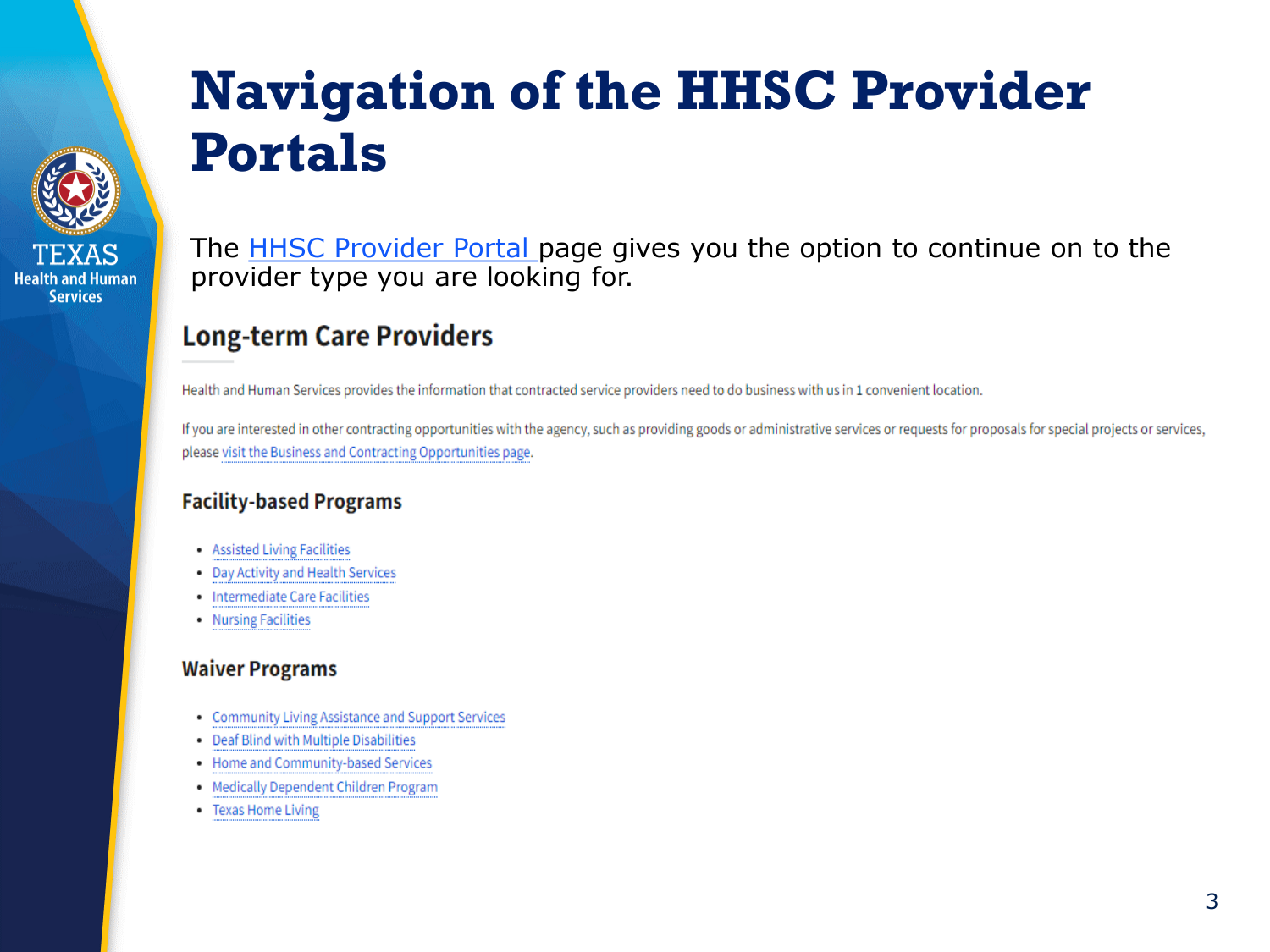# Navigation of the HHSC Provider Portals

The HHSC Provider Portal page gives you the option to continue on to the provider type you are looking for.

## Long-term Care Providers

Health and Human Services provides the information that contracted service providers need to do business with us in 1 convenient location.

If you are interested in other contracting opportunities with the agency, such as providing goods or administrative services or requests for proposals for special projects or services, please visit the Business and Contracting Opportunities page.

### Facility-based Programs

- Assisted Living Facilities
- Day Activity and Health Services
- Intermediate Care Facilities
- Nursing Facilities

### Waiver Programs

- Community Living Assistance and Support Services
- Deaf Blind with Multiple Disabilities
- Home and Community-based Services
- Medically Dependent Children Program
- Texas Home Living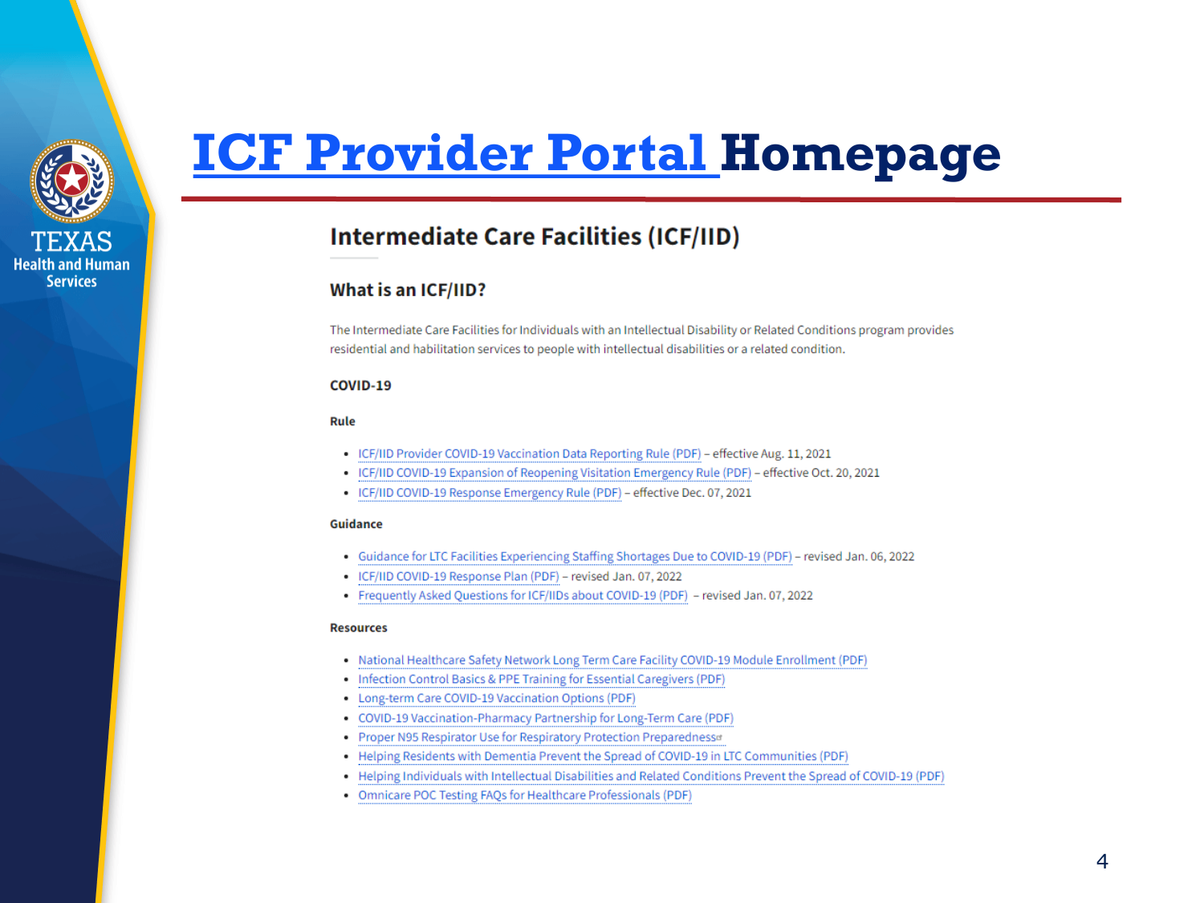# ICF Provider Portal Homepage

## Intermediate Care Facilities (ICF/IID)

### What is an ICF/IID?

The Intermediate Care Facilities for Individuals with an Intellectual Disability or Related Conditions program provides residential and habilitation services to people with intellectual disabilities or a related condition.

#### COVID-19

**Rule**

- ICF/IID Provider COVID-19 Vaccination Data Reporting Rule (PDF) – effective Aug. 11, 2021
- ICF/IID COVID-19 Expansion of Reopening Visitation Emergency Rule (PDF) – effective Oct. 20, 2021
- ICF/IID COVID-19 Response Emergency Rule (PDF) – effective Dec. 07, 2021

**Guidance**

- Guidance for LTC Facilities Experiencing Staffing Shortages Due to COVID-19 (PDF) – revised Jan. 06, 2022
- ICF/IID COVID-19 Response Plan (PDF) – revised Jan. 07, 2022
- Frequently Asked Questions for ICF/IIDs about COVID-19 (PDF) – revised Jan. 07, 2022

**Resources**

- National Healthcare Safety Network Long Term Care Facility COVID-19 Module Enrollment (PDF)
- Infection Control Basics & PPE Training for Essential Caregivers (PDF)
- Long-term Care COVID-19 Vaccination Options (PDF)
- COVID-19 Vaccination-Pharmacy Partnership for Long-Term Care (PDF)
- Proper N95 Respirator Use for Respiratory Protection Preparedness
- Helping Residents with Dementia Prevent the Spread of COVID-19 in LTC Communities (PDF)
- Helping Individuals with Intellectual Disabilities and Related Conditions Prevent the Spread of COVID-19 (PDF)
- Omnicare POC Testing FAQs for Healthcare Professionals (PDF)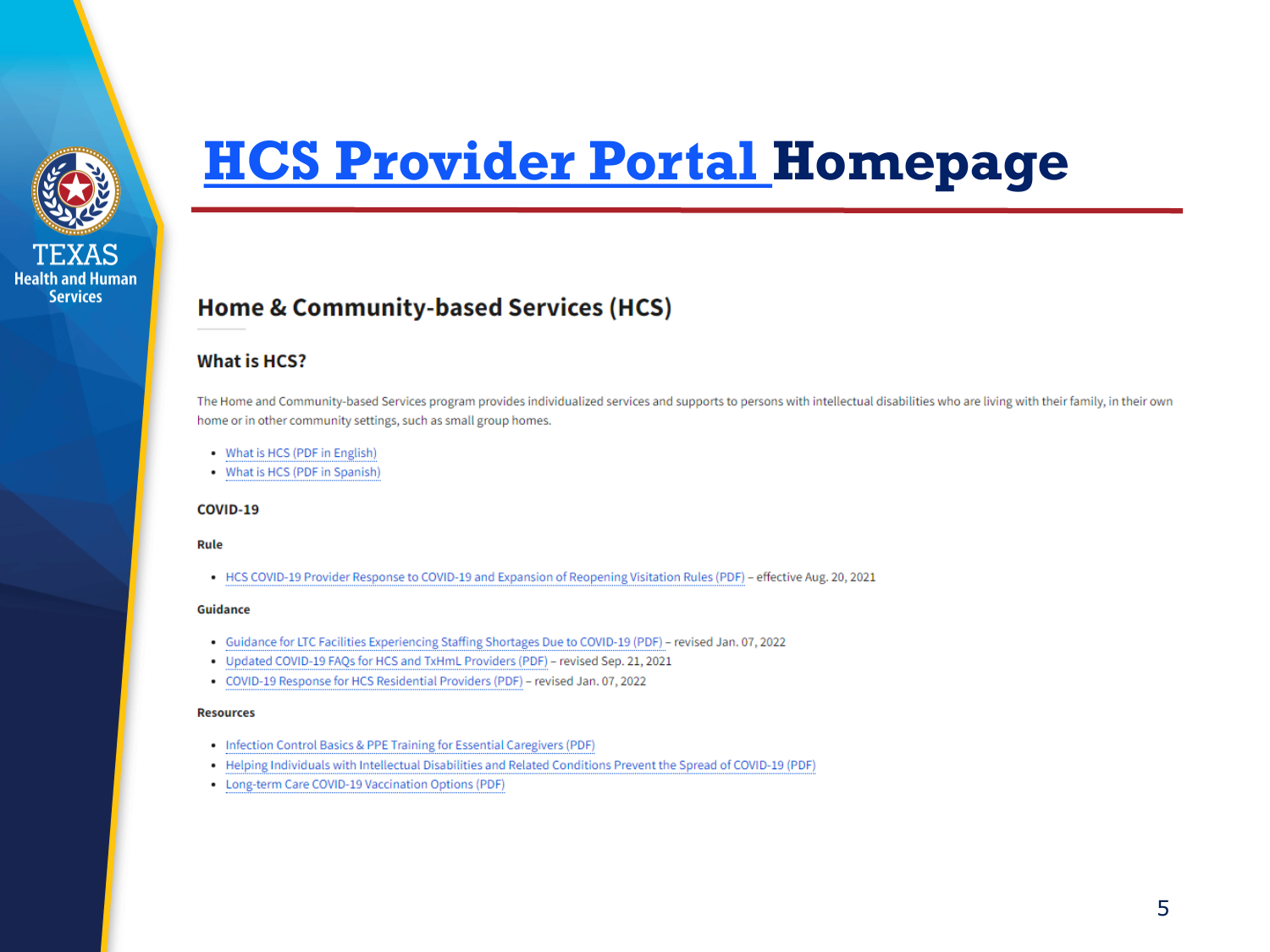# HCS Provider Portal Homepage

## Home & Community-based Services (HCS)

### What is HCS?

The Home and Community-based Services program provides individualized services and supports to persons with intellectual disabilities who are living with their family, in their own home or in other community settings, such as small group homes.

- What is HCS (PDF in English)
- What is HCS (PDF in Spanish)

#### COVID-19

**Rule**

- HCS COVID-19 Provider Response to COVID-19 and Expansion of Reopening Visitation Rules (PDF) – effective Aug. 20, 2021

**Guidance**

- Guidance for LTC Facilities Experiencing Staffing Shortages Due to COVID-19 (PDF) – revised Jan. 07, 2022
- Updated COVID-19 FAQs for HCS and TxHmL Providers (PDF) – revised Sep. 21, 2021
- COVID-19 Response for HCS Residential Providers (PDF) – revised Jan. 07, 2022

**Resources**

- Infection Control Basics & PPE Training for Essential Caregivers (PDF)
- Helping Individuals with Intellectual Disabilities and Related Conditions Prevent the Spread of COVID-19 (PDF)
- Long-term Care COVID-19 Vaccination Options (PDF)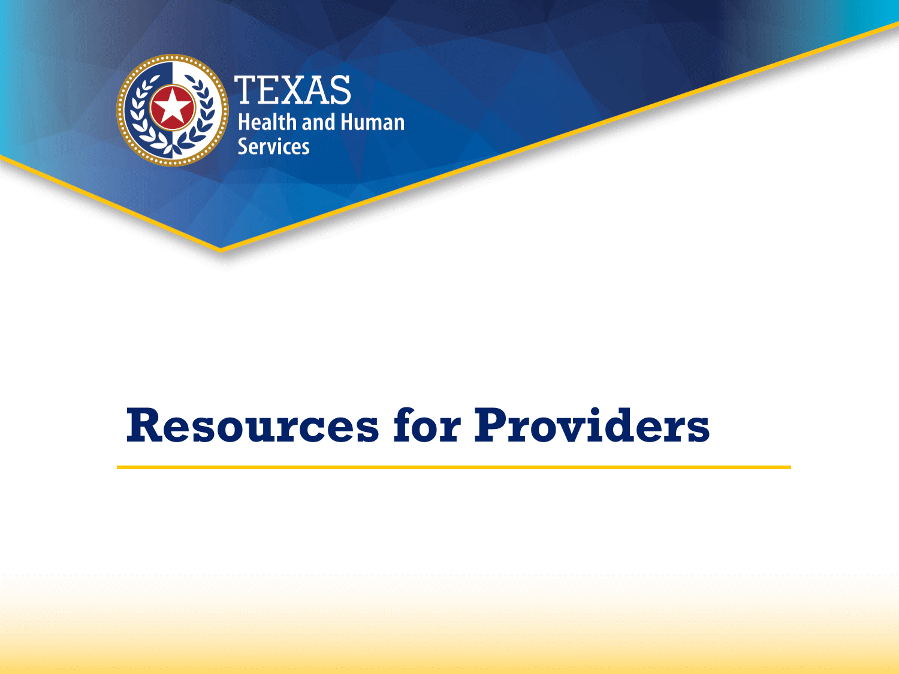# Resources for Providers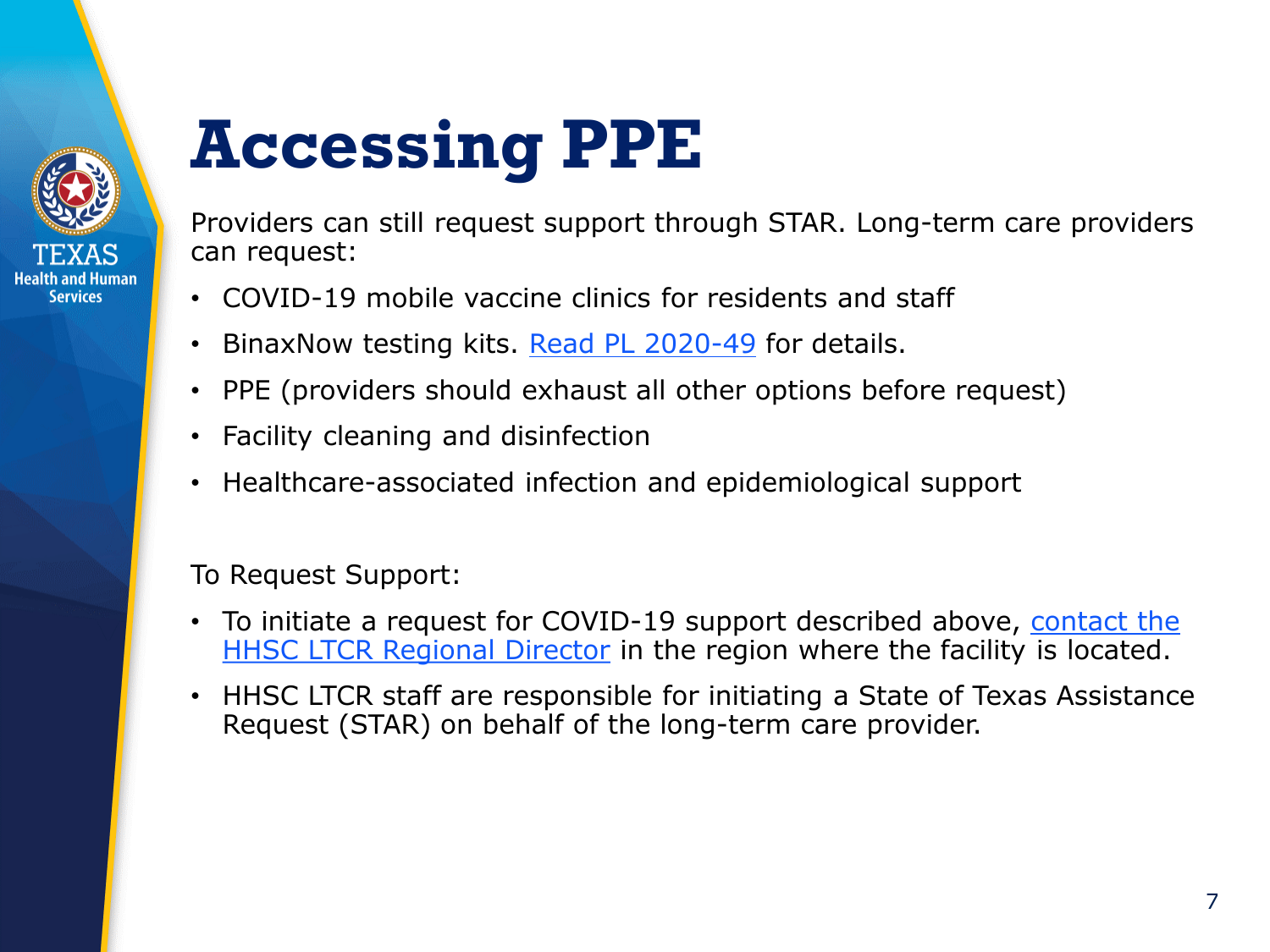# Accessing PPE

Providers can still request support through STAR. Long-term care providers can request:

- COVID-19 mobile vaccine clinics for residents and staff
- BinaxNow testing kits. [Read PL 2020-49]() for details.
- PPE (providers should exhaust all other options before request)
- Facility cleaning and disinfection
- Healthcare-associated infection and epidemiological support

To Request Support:

- To initiate a request for COVID-19 support described above, [contact the HHSC LTCR Regional Director]() in the region where the facility is located.
- HHSC LTCR staff are responsible for initiating a State of Texas Assistance Request (STAR) on behalf of the long-term care provider.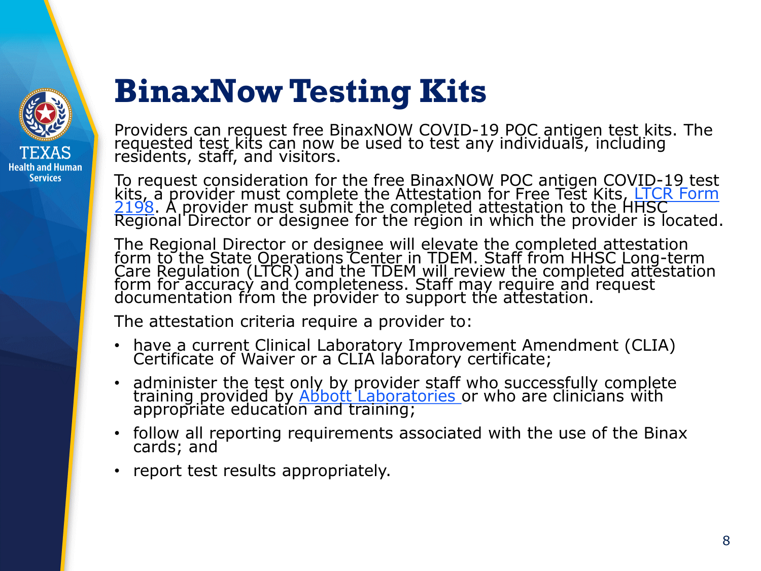# BinaxNow Testing Kits

Providers can request free BinaxNOW COVID-19 POC antigen test kits. The requested test kits can now be used to test any individuals, including residents, staff, and visitors.

To request consideration for the free BinaxNOW POC antigen COVID-19 test kits, a provider must complete the Attestation for Free Test Kits, LTCR Form 2198. A provider must submit the completed attestation to the HHSC Regional Director or designee for the region in which the provider is located.

The Regional Director or designee will elevate the completed attestation form to the State Operations Center in TDEM. Staff from HHSC Long-term Care Regulation (LTCR) and the TDEM will review the completed attestation form for accuracy and completeness. Staff may require and request documentation from the provider to support the attestation.

The attestation criteria require a provider to:

- have a current Clinical Laboratory Improvement Amendment (CLIA) Certificate of Waiver or a CLIA laboratory certificate;
- administer the test only by provider staff who successfully complete training provided by Abbott Laboratories or who are clinicians with appropriate education and training;
- follow all reporting requirements associated with the use of the Binax cards; and
- report test results appropriately.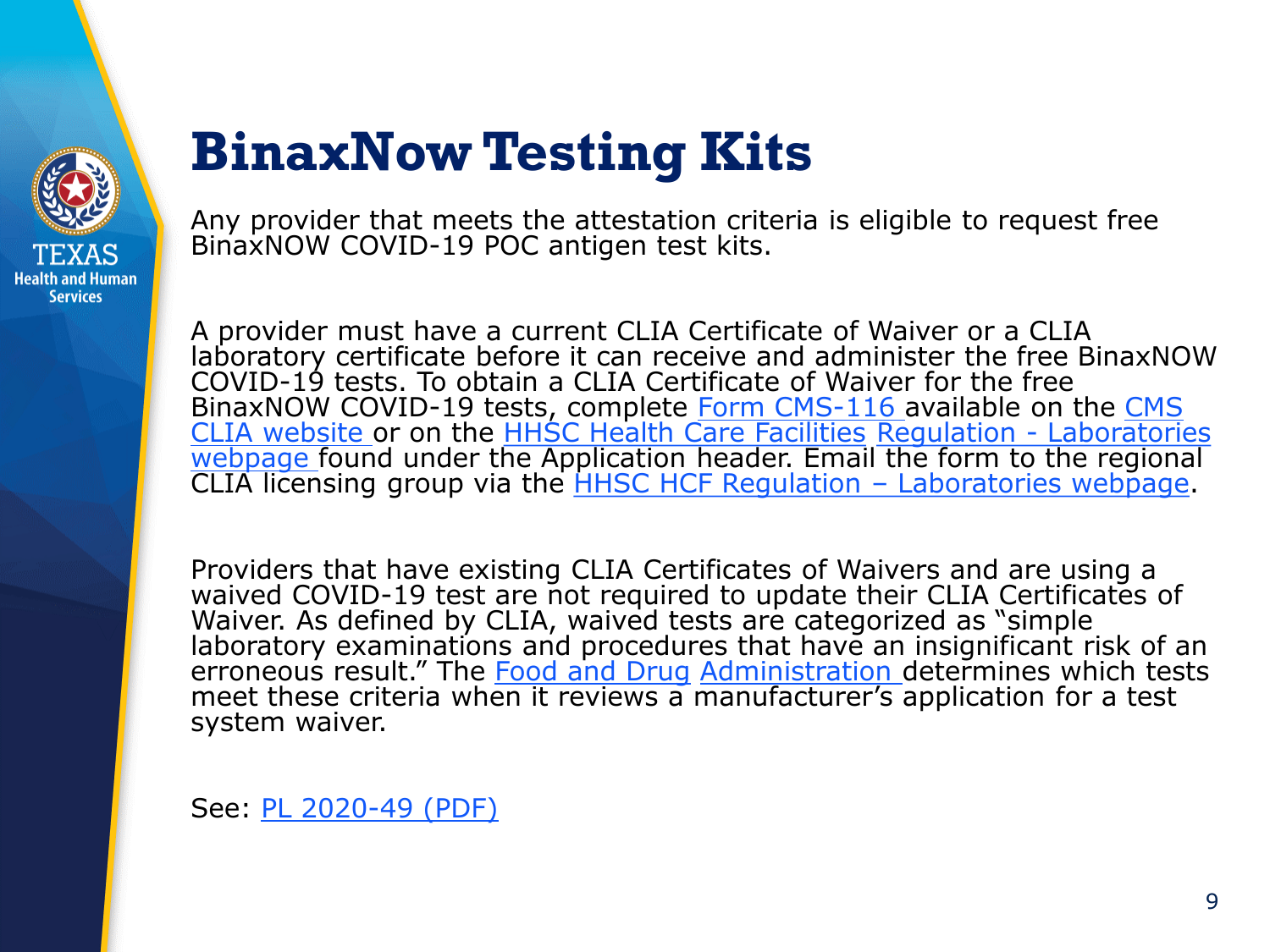# BinaxNow Testing Kits

Any provider that meets the attestation criteria is eligible to request free BinaxNOW COVID-19 POC antigen test kits.

A provider must have a current CLIA Certificate of Waiver or a CLIA laboratory certificate before it can receive and administer the free BinaxNOW COVID-19 tests. To obtain a CLIA Certificate of Waiver for the free BinaxNOW COVID-19 tests, complete Form CMS-116 available on the CMS CLIA website or on the HHSC Health Care Facilities Regulation - Laboratories webpage found under the Application header. Email the form to the regional CLIA licensing group via the HHSC HCF Regulation – Laboratories webpage.

Providers that have existing CLIA Certificates of Waivers and are using a waived COVID-19 test are not required to update their CLIA Certificates of Waiver. As defined by CLIA, waived tests are categorized as "simple laboratory examinations and procedures that have an insignificant risk of an erroneous result." The Food and Drug Administration determines which tests meet these criteria when it reviews a manufacturer's application for a test system waiver.

See: PL 2020-49 (PDF)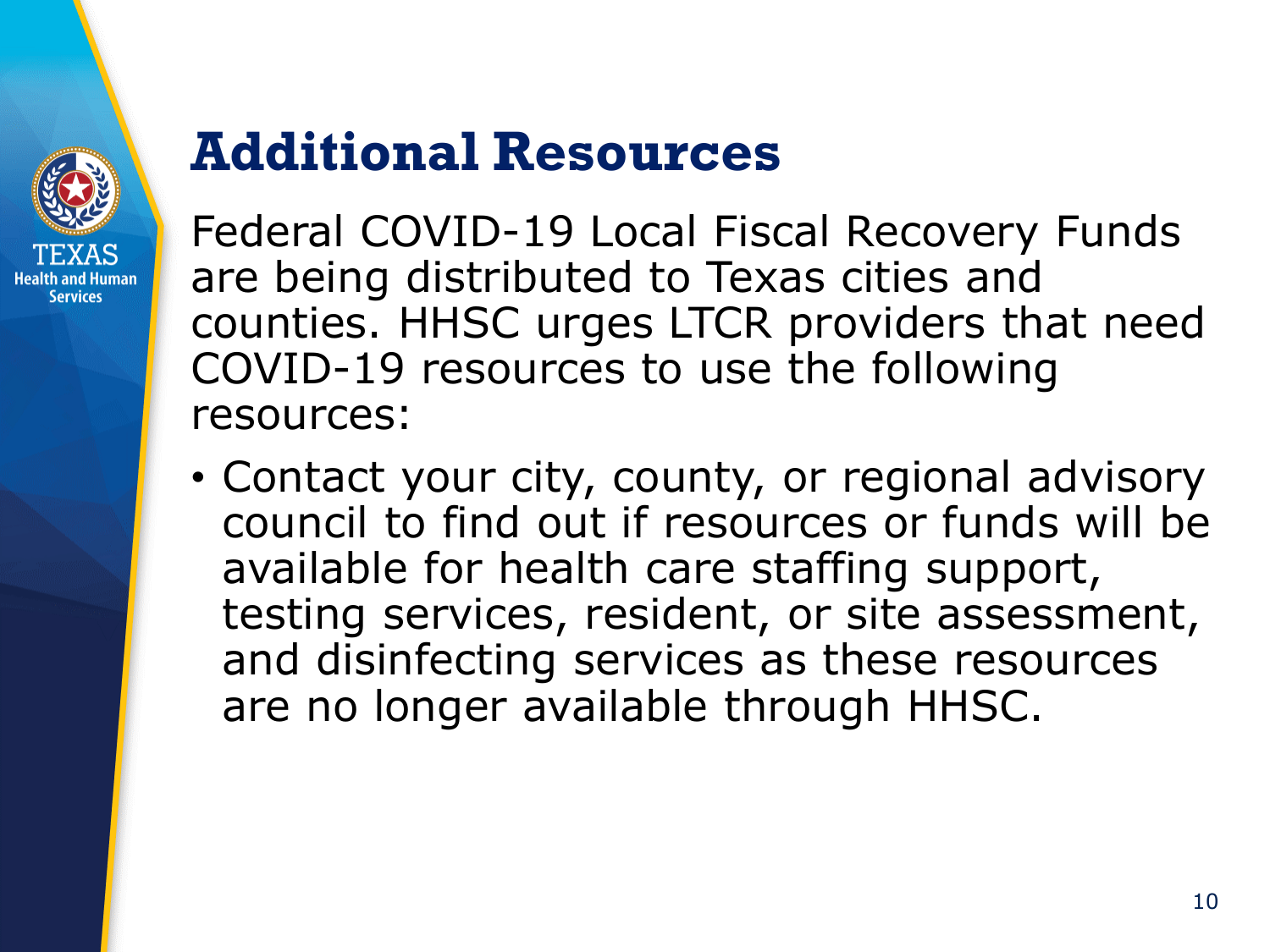# Additional Resources

Federal COVID-19 Local Fiscal Recovery Funds are being distributed to Texas cities and counties. HHSC urges LTCR providers that need COVID-19 resources to use the following resources:

- Contact your city, county, or regional advisory council to find out if resources or funds will be available for health care staffing support, testing services, resident, or site assessment, and disinfecting services as these resources are no longer available through HHSC.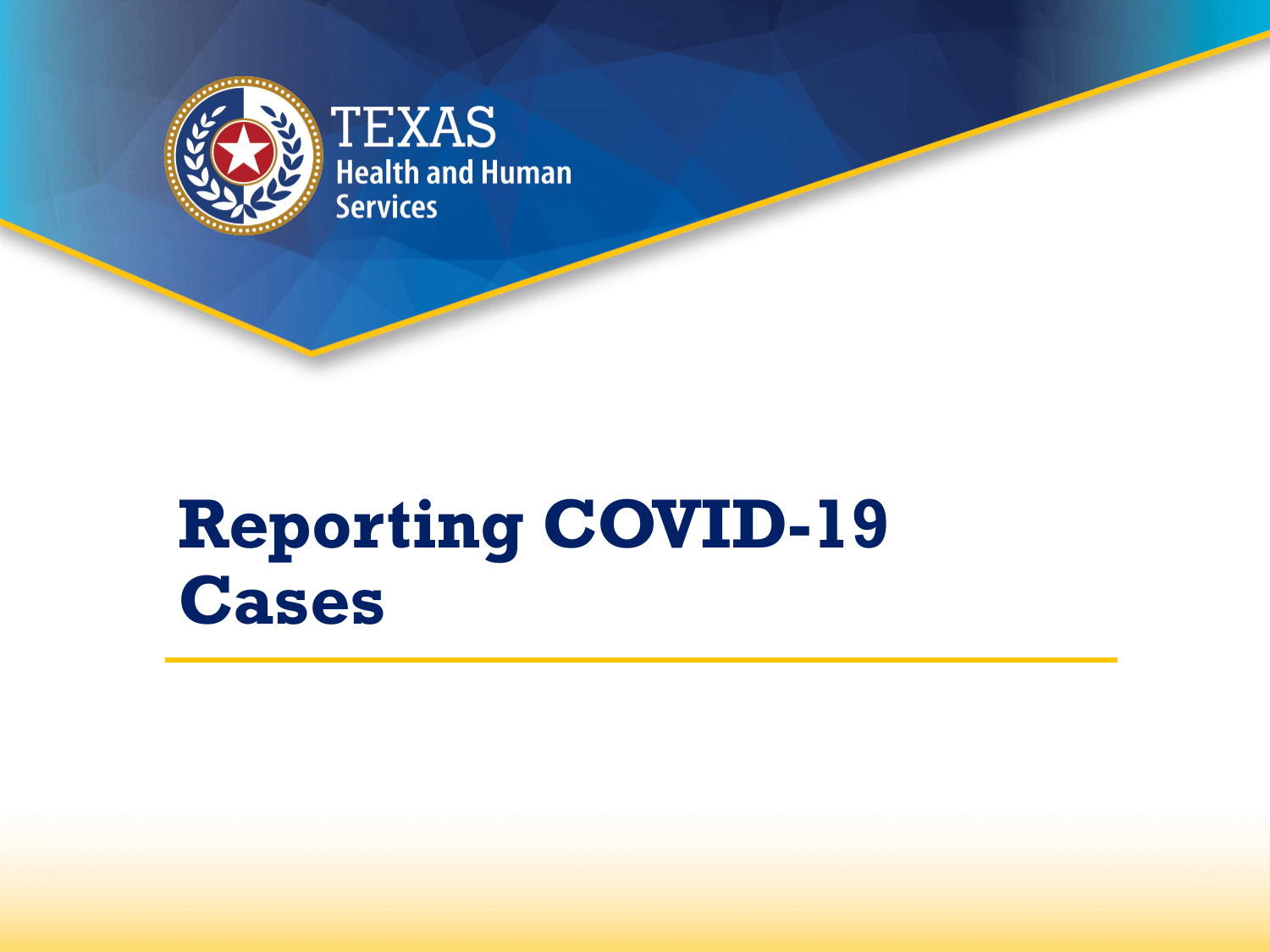# Reporting COVID-19 Cases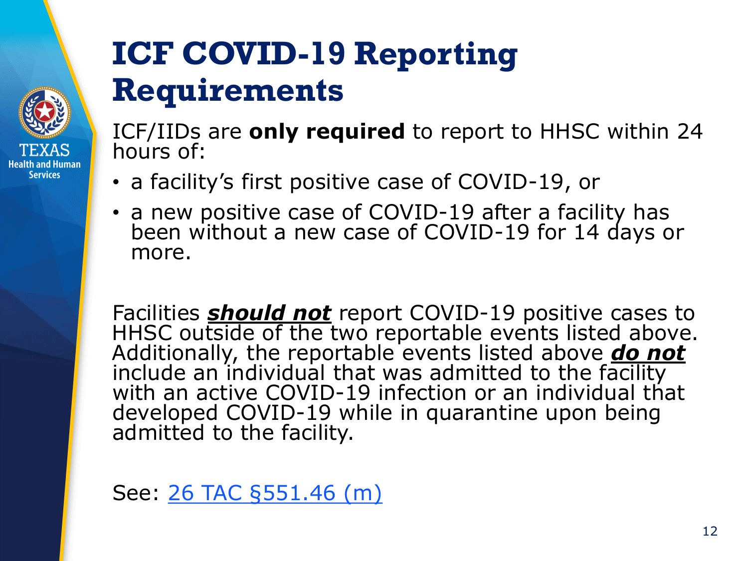# ICF COVID-19 Reporting Requirements

ICF/IIDs are **only required** to report to HHSC within 24 hours of:

- a facility's first positive case of COVID-19, or
- a new positive case of COVID-19 after a facility has been without a new case of COVID-19 for 14 days or more.

Facilities ***<u>should not</u>*** report COVID-19 positive cases to HHSC outside of the two reportable events listed above. Additionally, the reportable events listed above ***<u>do not</u>*** include an individual that was admitted to the facility with an active COVID-19 infection or an individual that developed COVID-19 while in quarantine upon being admitted to the facility.

See: [26 TAC §551.46 (m)]()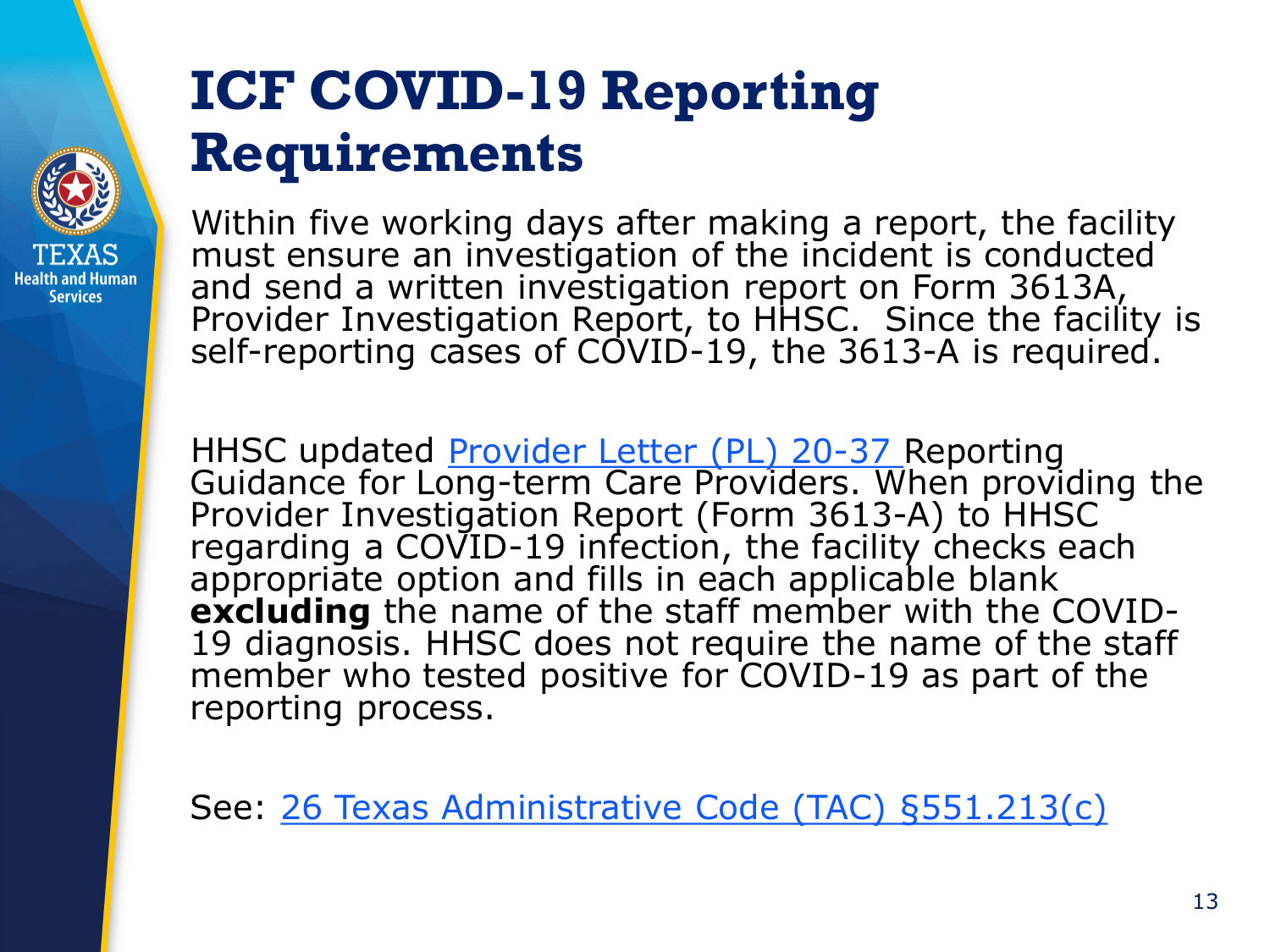# ICF COVID-19 Reporting Requirements

Within five working days after making a report, the facility must ensure an investigation of the incident is conducted and send a written investigation report on Form 3613A, Provider Investigation Report, to HHSC. Since the facility is self-reporting cases of COVID-19, the 3613-A is required.

HHSC updated Provider Letter (PL) 20-37 Reporting Guidance for Long-term Care Providers. When providing the Provider Investigation Report (Form 3613-A) to HHSC regarding a COVID-19 infection, the facility checks each appropriate option and fills in each applicable blank **excluding** the name of the staff member with the COVID-19 diagnosis. HHSC does not require the name of the staff member who tested positive for COVID-19 as part of the reporting process.

See: 26 Texas Administrative Code (TAC) §551.213(c)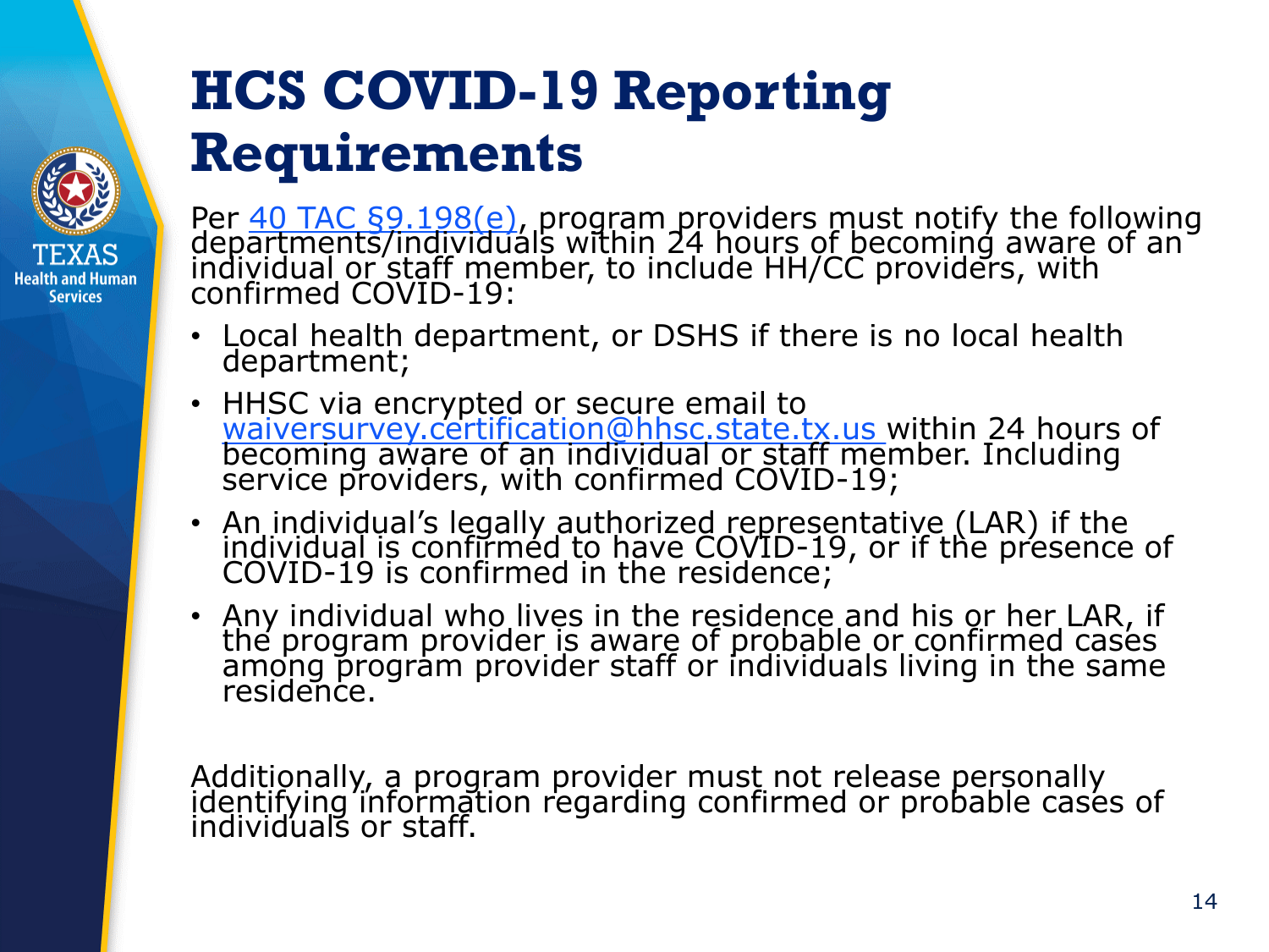# HCS COVID-19 Reporting Requirements

Per [40 TAC §9.198(e)](), program providers must notify the following departments/individuals within 24 hours of becoming aware of an individual or staff member, to include HH/CC providers, with confirmed COVID-19:

- Local health department, or DSHS if there is no local health department;
- HHSC via encrypted or secure email to waiversurvey.certification@hhsc.state.tx.us within 24 hours of becoming aware of an individual or staff member. Including service providers, with confirmed COVID-19;
- An individual's legally authorized representative (LAR) if the individual is confirmed to have COVID-19, or if the presence of COVID-19 is confirmed in the residence;
- Any individual who lives in the residence and his or her LAR, if the program provider is aware of probable or confirmed cases among program provider staff or individuals living in the same residence.

Additionally, a program provider must not release personally identifying information regarding confirmed or probable cases of individuals or staff.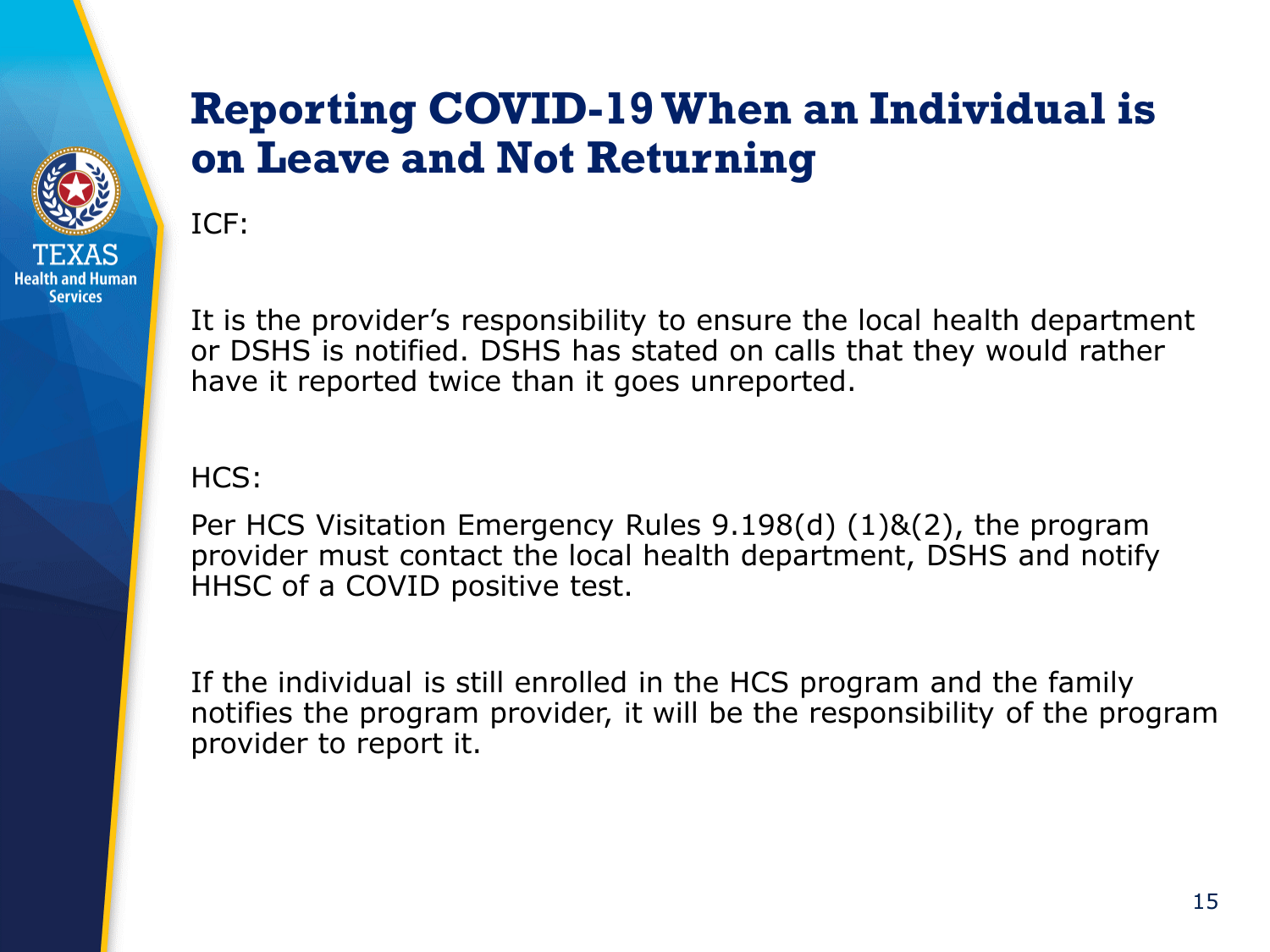# Reporting COVID-19 When an Individual is on Leave and Not Returning

ICF:

It is the provider's responsibility to ensure the local health department or DSHS is notified. DSHS has stated on calls that they would rather have it reported twice than it goes unreported.

HCS:

Per HCS Visitation Emergency Rules 9.198(d) (1)&(2), the program provider must contact the local health department, DSHS and notify HHSC of a COVID positive test.

If the individual is still enrolled in the HCS program and the family notifies the program provider, it will be the responsibility of the program provider to report it.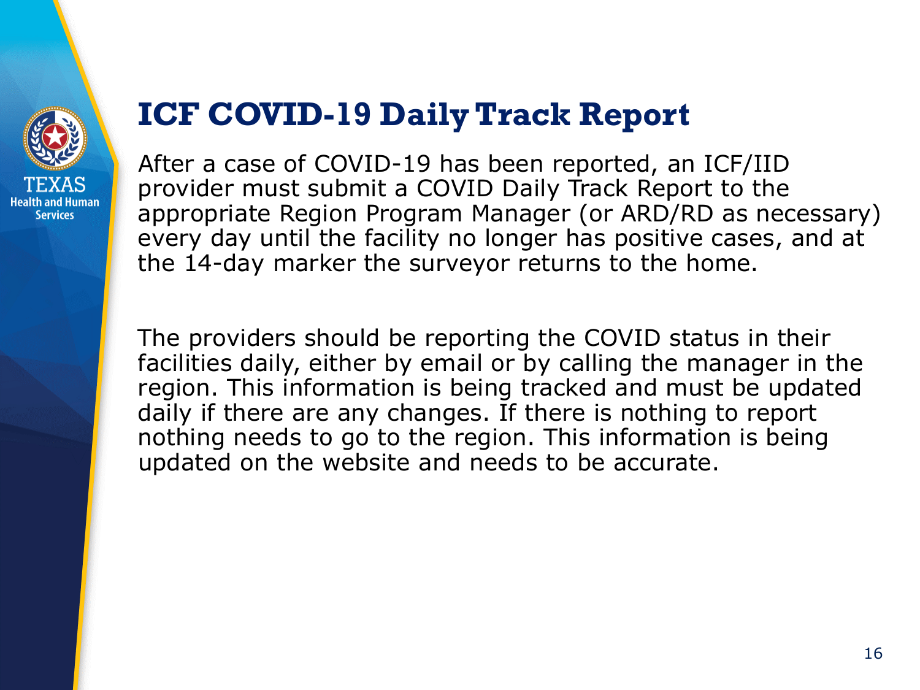# ICF COVID-19 Daily Track Report

After a case of COVID-19 has been reported, an ICF/IID provider must submit a COVID Daily Track Report to the appropriate Region Program Manager (or ARD/RD as necessary) every day until the facility no longer has positive cases, and at the 14-day marker the surveyor returns to the home.

The providers should be reporting the COVID status in their facilities daily, either by email or by calling the manager in the region. This information is being tracked and must be updated daily if there are any changes. If there is nothing to report nothing needs to go to the region. This information is being updated on the website and needs to be accurate.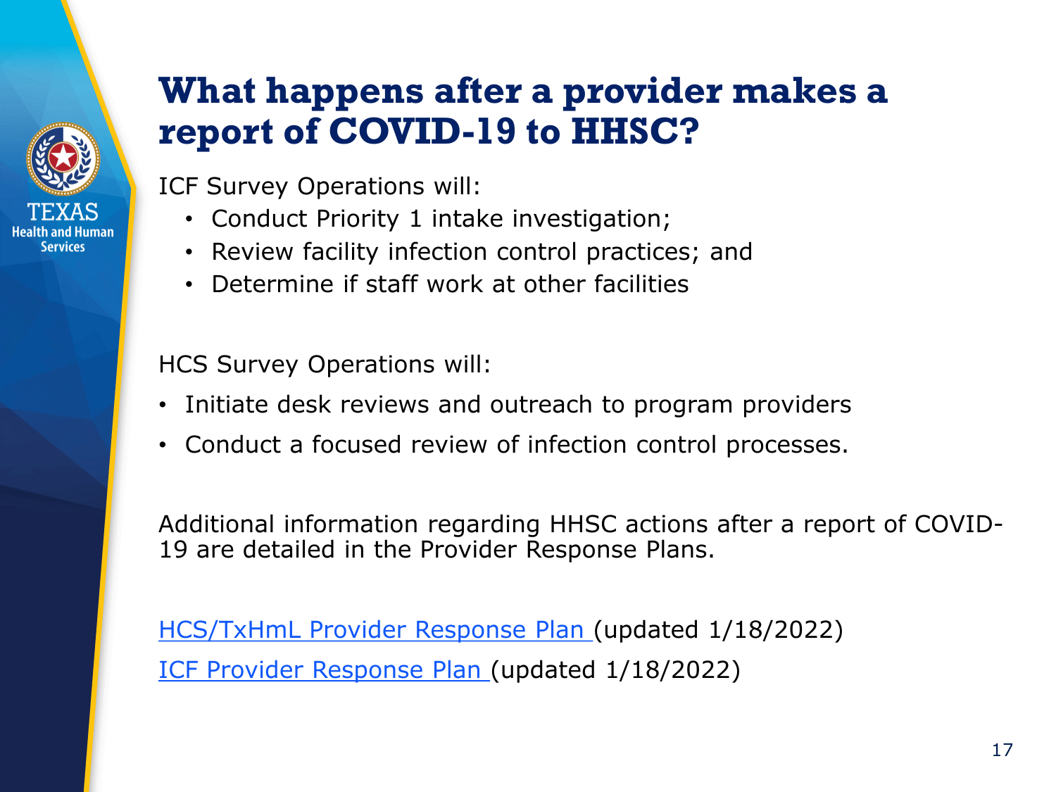# What happens after a provider makes a report of COVID-19 to HHSC?

ICF Survey Operations will:

- Conduct Priority 1 intake investigation;
- Review facility infection control practices; and
- Determine if staff work at other facilities

HCS Survey Operations will:

- Initiate desk reviews and outreach to program providers
- Conduct a focused review of infection control processes.

Additional information regarding HHSC actions after a report of COVID-19 are detailed in the Provider Response Plans.

HCS/TxHmL Provider Response Plan (updated 1/18/2022)

ICF Provider Response Plan (updated 1/18/2022)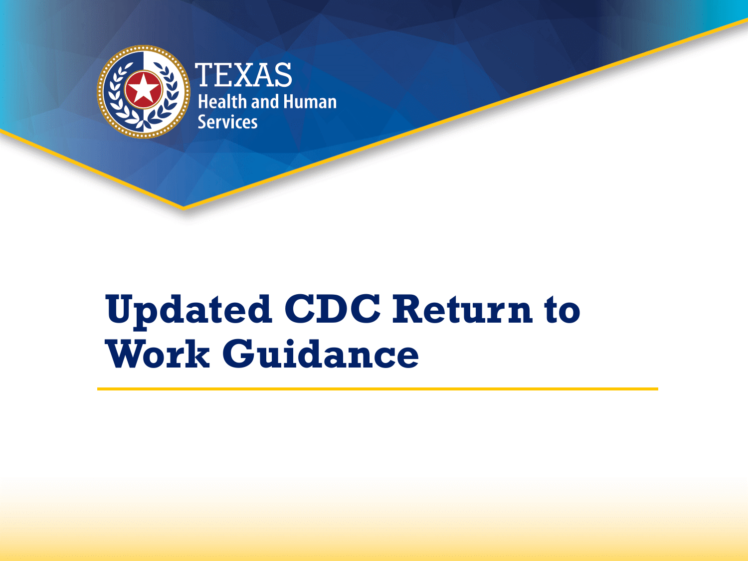TEXAS
Health and Human Services

# Updated CDC Return to Work Guidance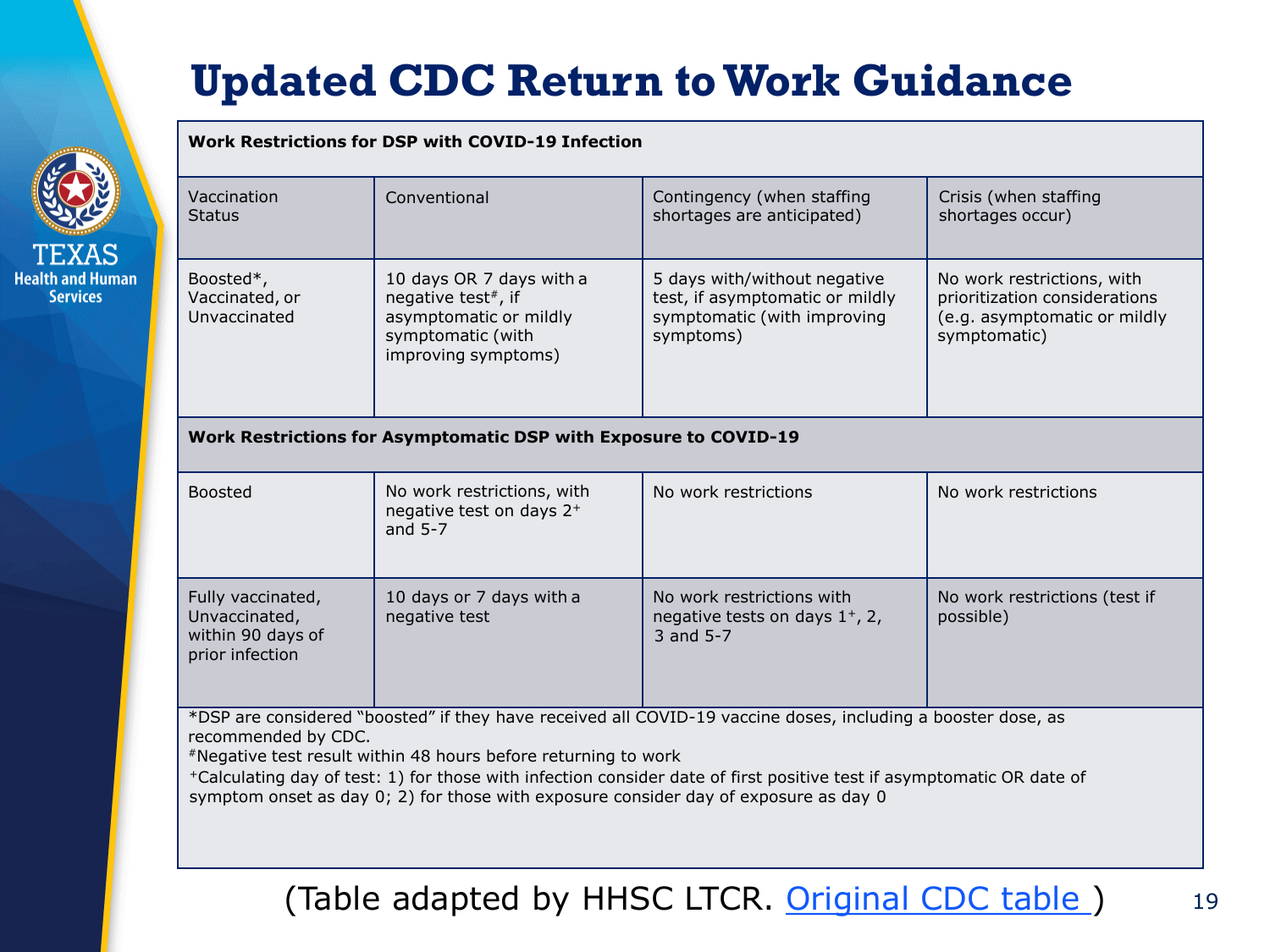# Updated CDC Return to Work Guidance

| Work Restrictions for DSP with COVID-19 Infection | | | |
|---|---|---|---|
| Vaccination Status | Conventional | Contingency (when staffing shortages are anticipated) | Crisis (when staffing shortages occur) |
| Boosted*, Vaccinated, or Unvaccinated | 10 days OR 7 days with a negative test#, if asymptomatic or mildly symptomatic (with improving symptoms) | 5 days with/without negative test, if asymptomatic or mildly symptomatic (with improving symptoms) | No work restrictions, with prioritization considerations (e.g. asymptomatic or mildly symptomatic) |
| **Work Restrictions for Asymptomatic DSP with Exposure to COVID-19** | | | |
| Boosted | No work restrictions, with negative test on days 2+ and 5-7 | No work restrictions | No work restrictions |
| Fully vaccinated, Unvaccinated, within 90 days of prior infection | 10 days or 7 days with a negative test | No work restrictions with negative tests on days 1+, 2, 3 and 5-7 | No work restrictions (test if possible) |

*DSP are considered "boosted" if they have received all COVID-19 vaccine doses, including a booster dose, as recommended by CDC.

#Negative test result within 48 hours before returning to work

+Calculating day of test: 1) for those with infection consider date of first positive test if asymptomatic OR date of symptom onset as day 0; 2) for those with exposure consider day of exposure as day 0

(Table adapted by HHSC LTCR. Original CDC table )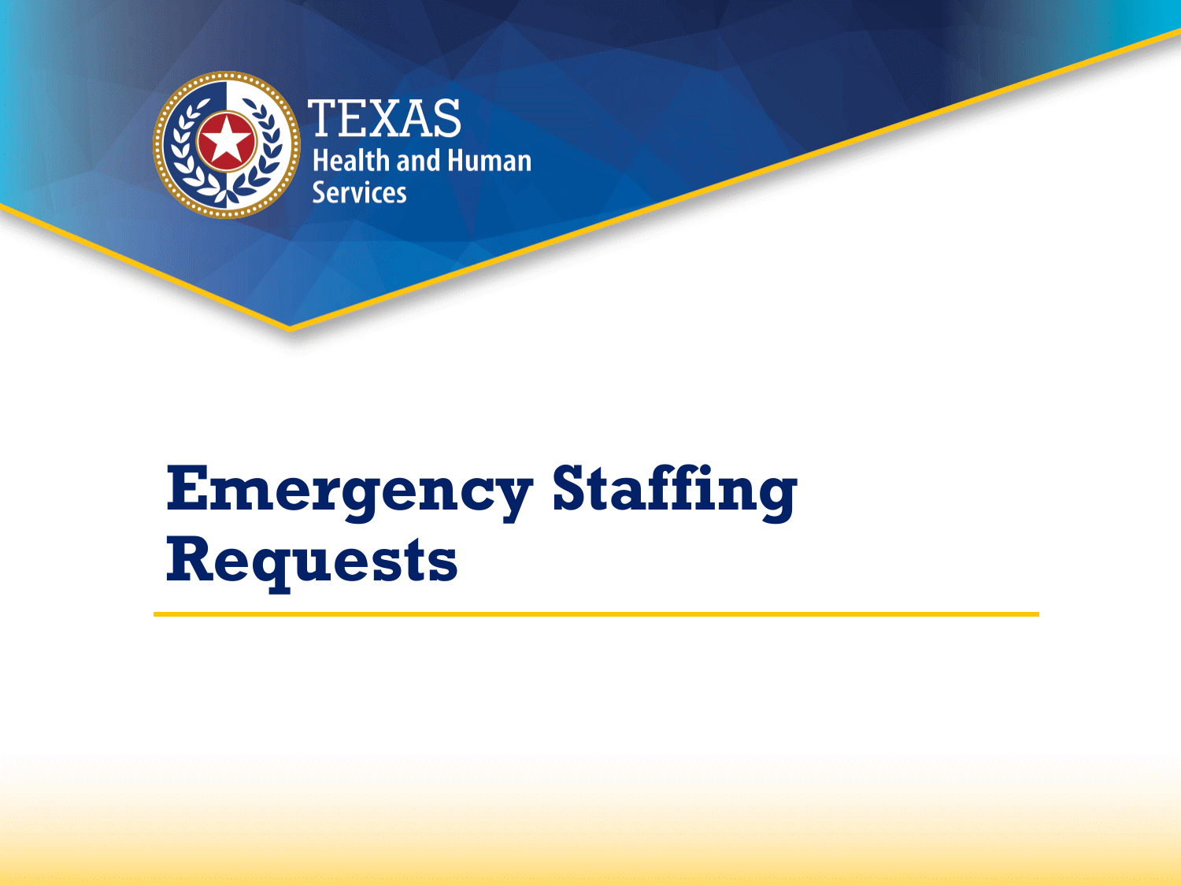# Emergency Staffing Requests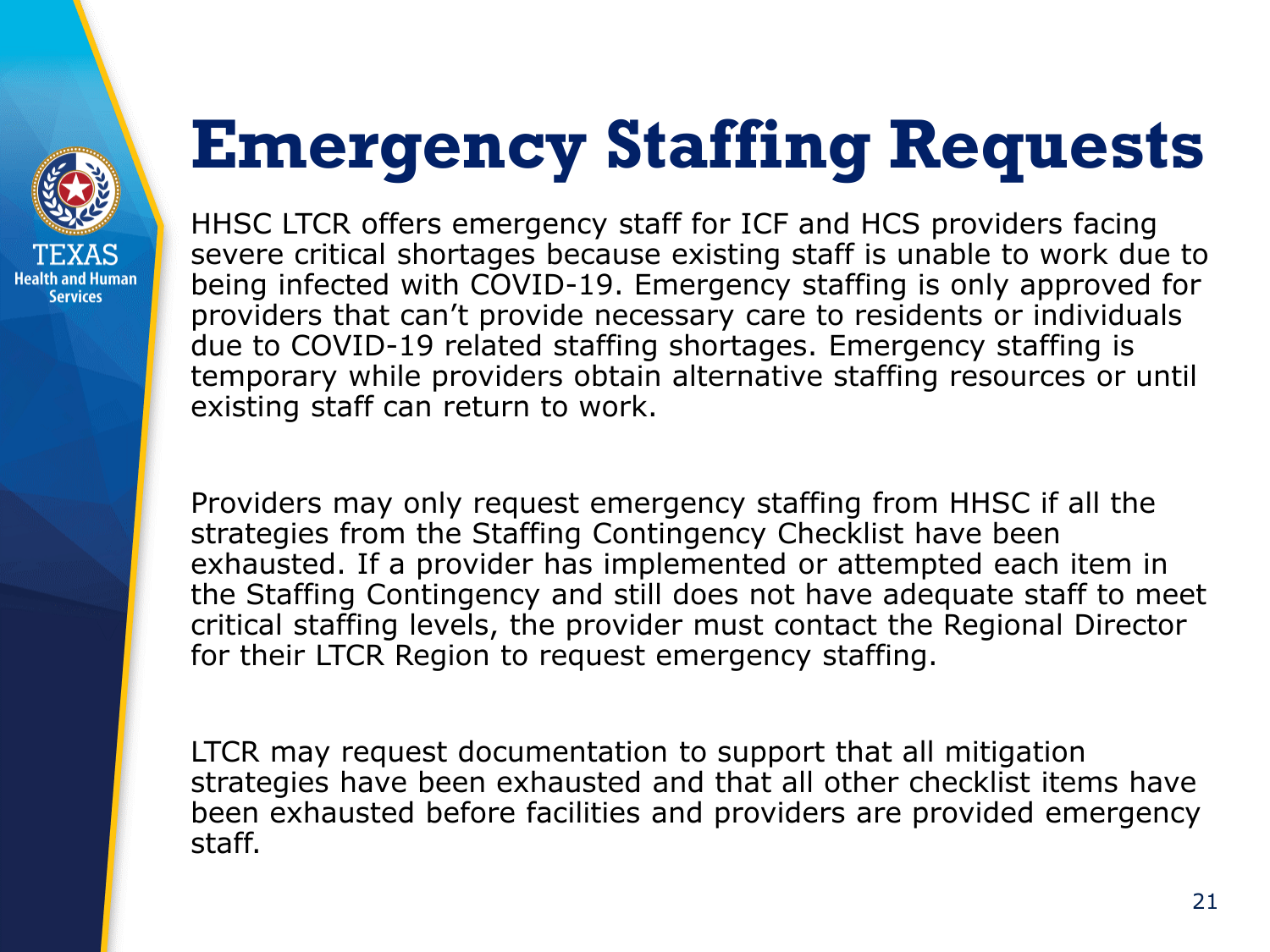# Emergency Staffing Requests

HHSC LTCR offers emergency staff for ICF and HCS providers facing severe critical shortages because existing staff is unable to work due to being infected with COVID-19. Emergency staffing is only approved for providers that can't provide necessary care to residents or individuals due to COVID-19 related staffing shortages. Emergency staffing is temporary while providers obtain alternative staffing resources or until existing staff can return to work.

Providers may only request emergency staffing from HHSC if all the strategies from the Staffing Contingency Checklist have been exhausted. If a provider has implemented or attempted each item in the Staffing Contingency and still does not have adequate staff to meet critical staffing levels, the provider must contact the Regional Director for their LTCR Region to request emergency staffing.

LTCR may request documentation to support that all mitigation strategies have been exhausted and that all other checklist items have been exhausted before facilities and providers are provided emergency staff.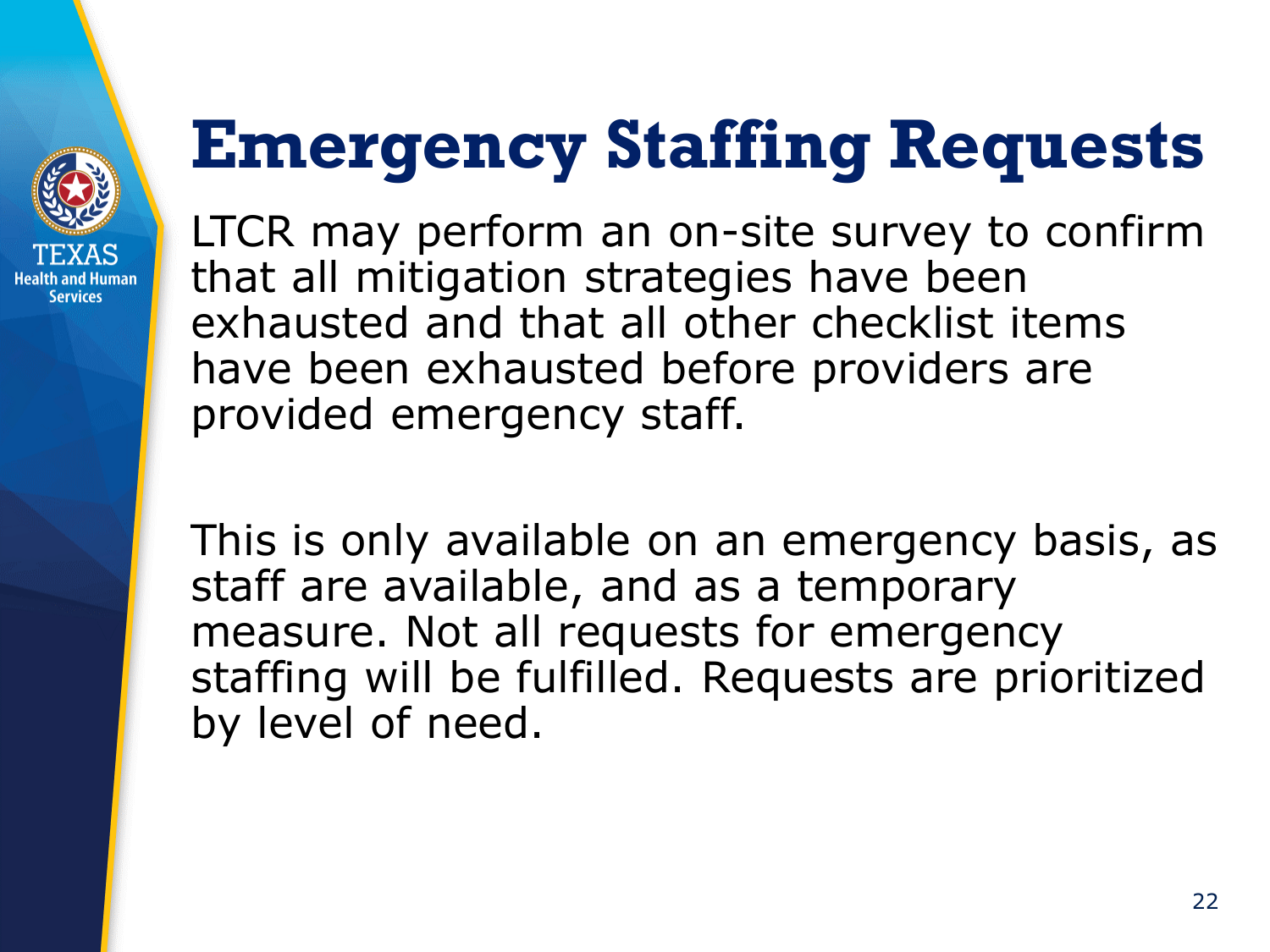# Emergency Staffing Requests

LTCR may perform an on-site survey to confirm that all mitigation strategies have been exhausted and that all other checklist items have been exhausted before providers are provided emergency staff.

This is only available on an emergency basis, as staff are available, and as a temporary measure. Not all requests for emergency staffing will be fulfilled. Requests are prioritized by level of need.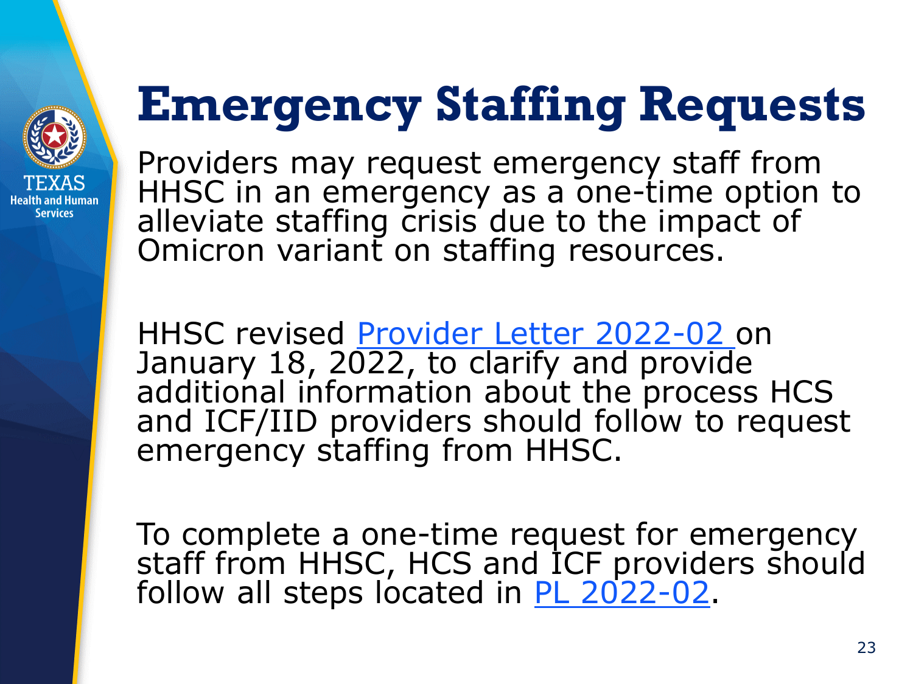# Emergency Staffing Requests

Providers may request emergency staff from HHSC in an emergency as a one-time option to alleviate staffing crisis due to the impact of Omicron variant on staffing resources.

HHSC revised Provider Letter 2022-02 on January 18, 2022, to clarify and provide additional information about the process HCS and ICF/IID providers should follow to request emergency staffing from HHSC.

To complete a one-time request for emergency staff from HHSC, HCS and ICF providers should follow all steps located in PL 2022-02.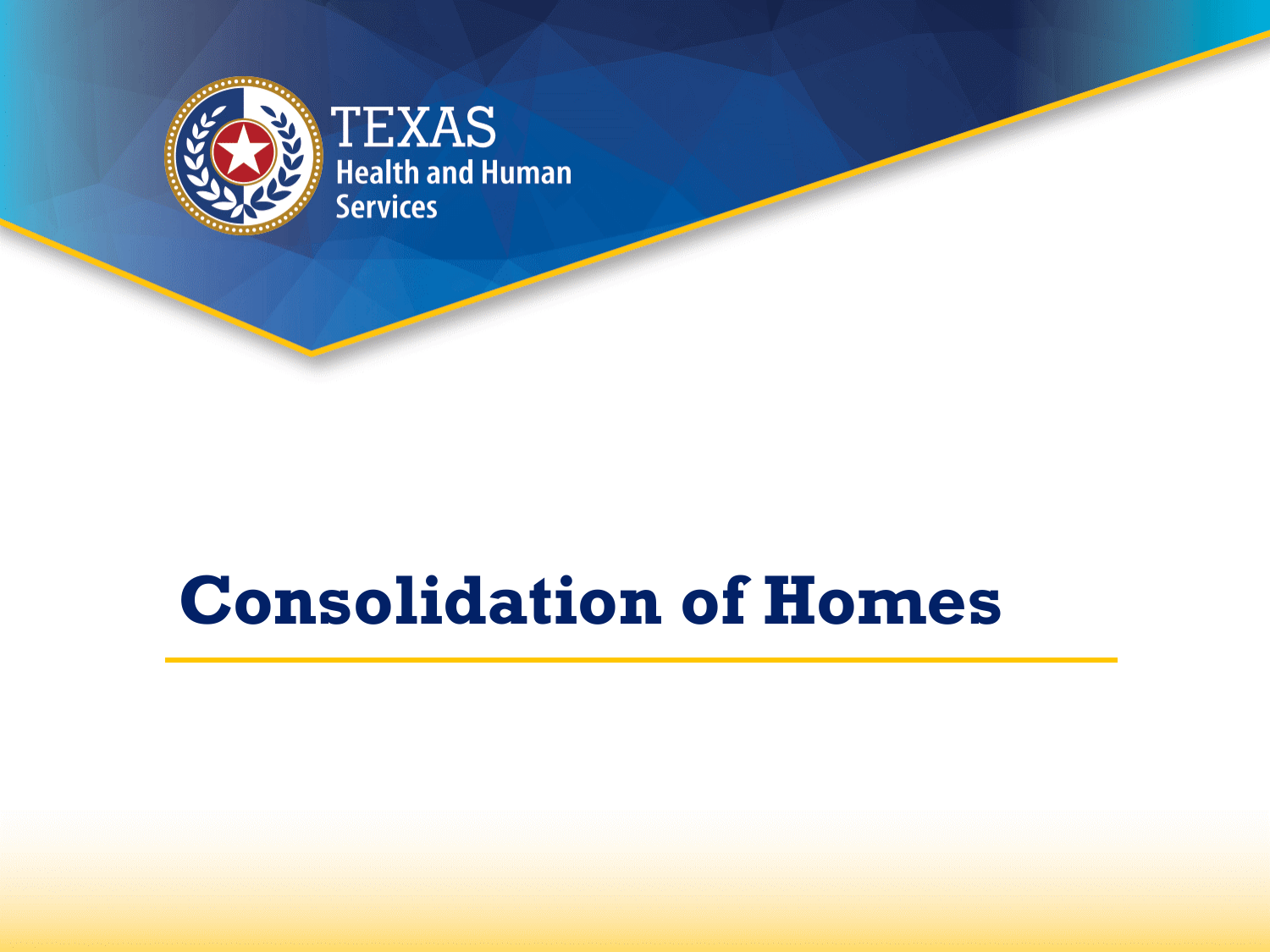# Consolidation of Homes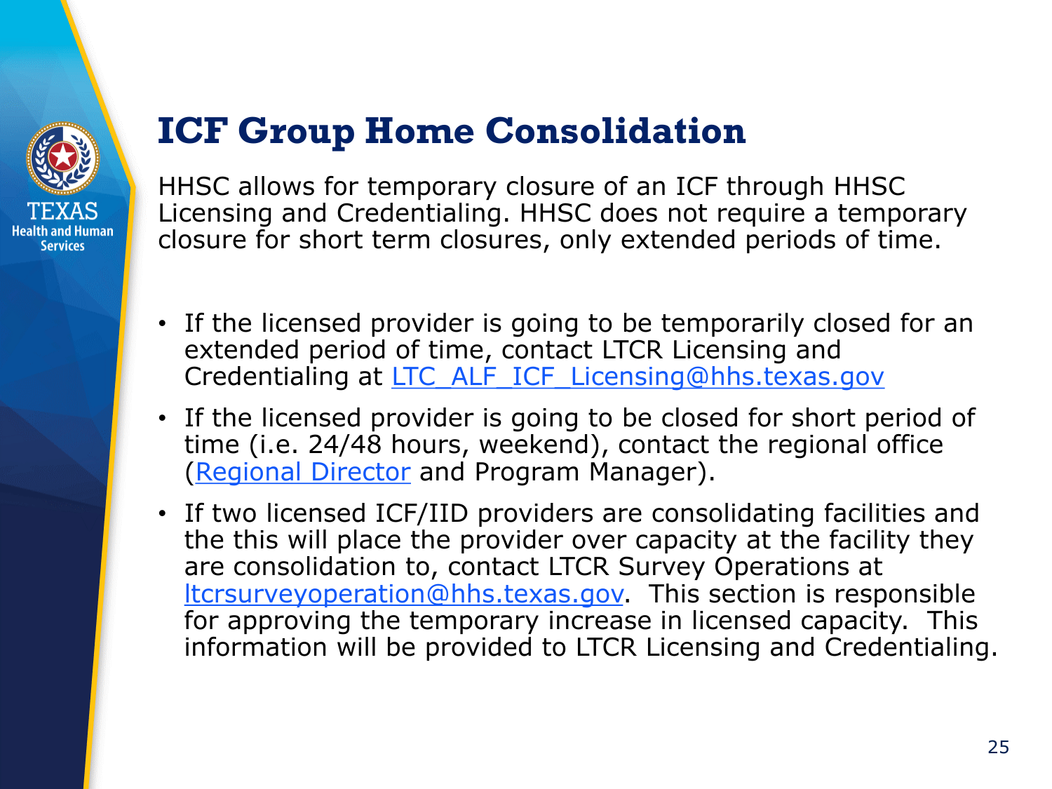# ICF Group Home Consolidation

HHSC allows for temporary closure of an ICF through HHSC Licensing and Credentialing. HHSC does not require a temporary closure for short term closures, only extended periods of time.

- If the licensed provider is going to be temporarily closed for an extended period of time, contact LTCR Licensing and Credentialing at LTC_ALF_ICF_Licensing@hhs.texas.gov
- If the licensed provider is going to be closed for short period of time (i.e. 24/48 hours, weekend), contact the regional office (Regional Director and Program Manager).
- If two licensed ICF/IID providers are consolidating facilities and the this will place the provider over capacity at the facility they are consolidation to, contact LTCR Survey Operations at ltcrsurveyoperation@hhs.texas.gov. This section is responsible for approving the temporary increase in licensed capacity. This information will be provided to LTCR Licensing and Credentialing.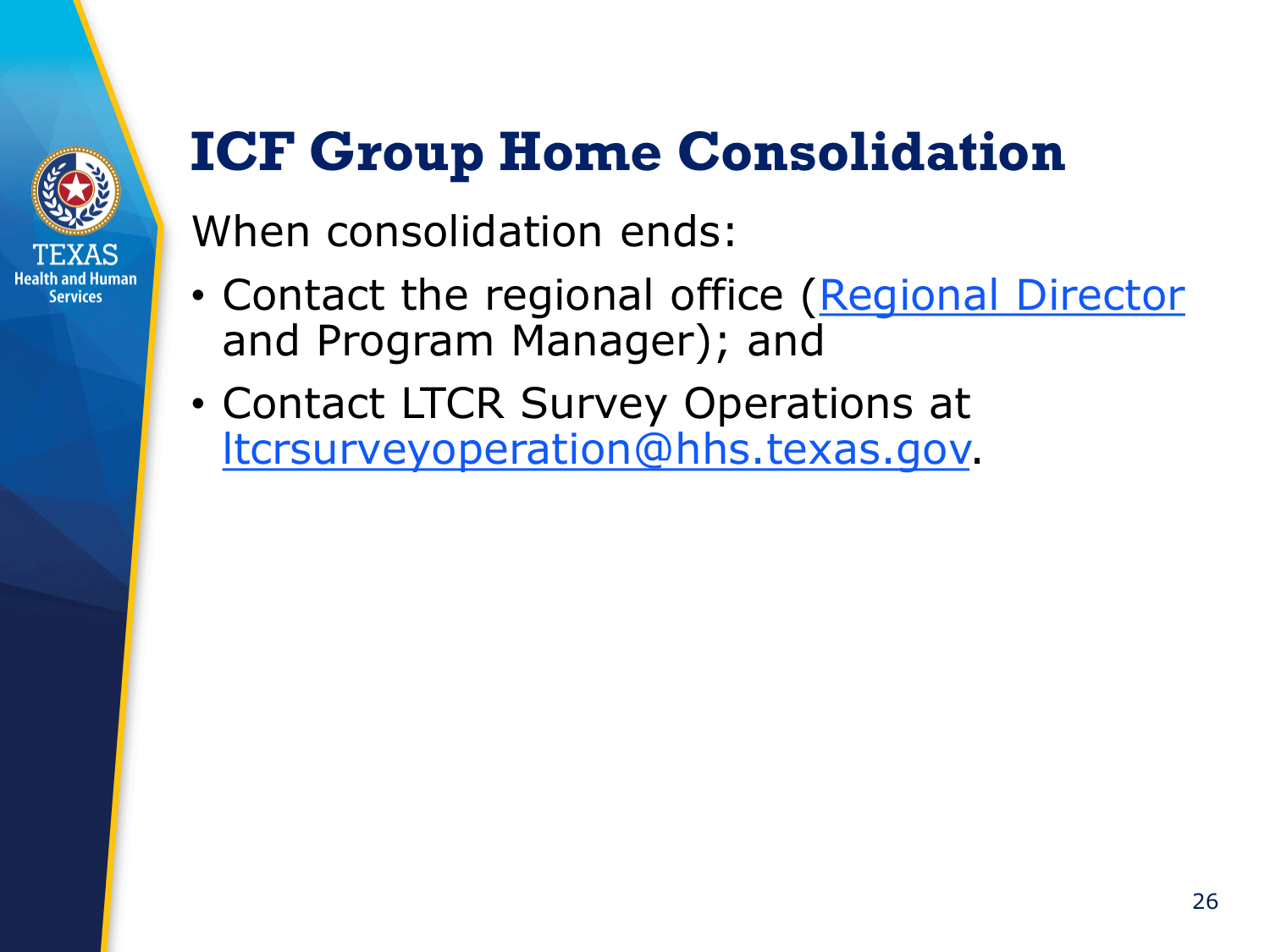# ICF Group Home Consolidation

When consolidation ends:

- Contact the regional office (Regional Director and Program Manager); and
- Contact LTCR Survey Operations at ltcrsurveyoperation@hhs.texas.gov.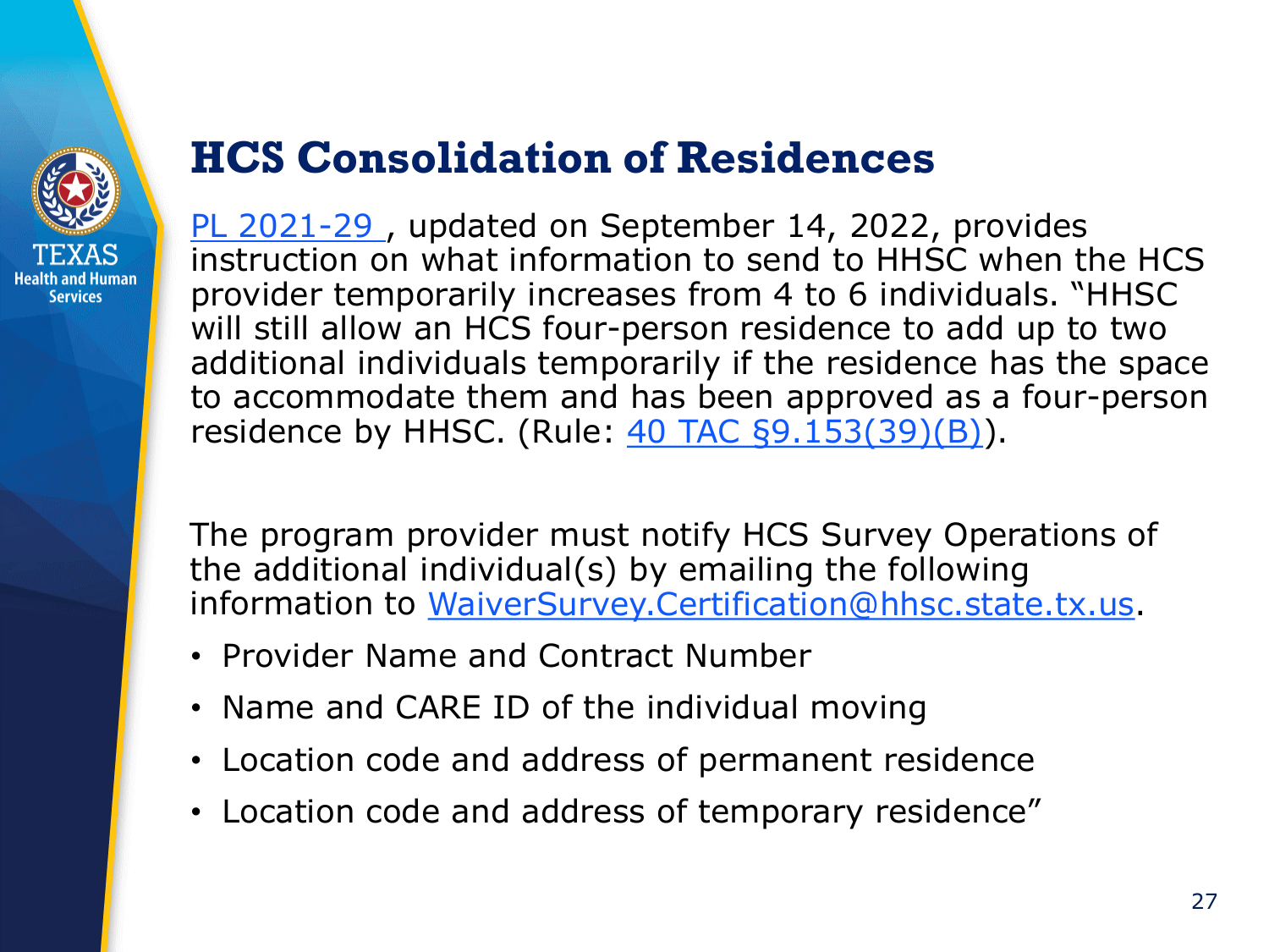# HCS Consolidation of Residences

PL 2021-29 , updated on September 14, 2022, provides instruction on what information to send to HHSC when the HCS provider temporarily increases from 4 to 6 individuals. "HHSC will still allow an HCS four-person residence to add up to two additional individuals temporarily if the residence has the space to accommodate them and has been approved as a four-person residence by HHSC. (Rule: 40 TAC §9.153(39)(B)).

The program provider must notify HCS Survey Operations of the additional individual(s) by emailing the following information to WaiverSurvey.Certification@hhsc.state.tx.us.

- Provider Name and Contract Number
- Name and CARE ID of the individual moving
- Location code and address of permanent residence
- Location code and address of temporary residence"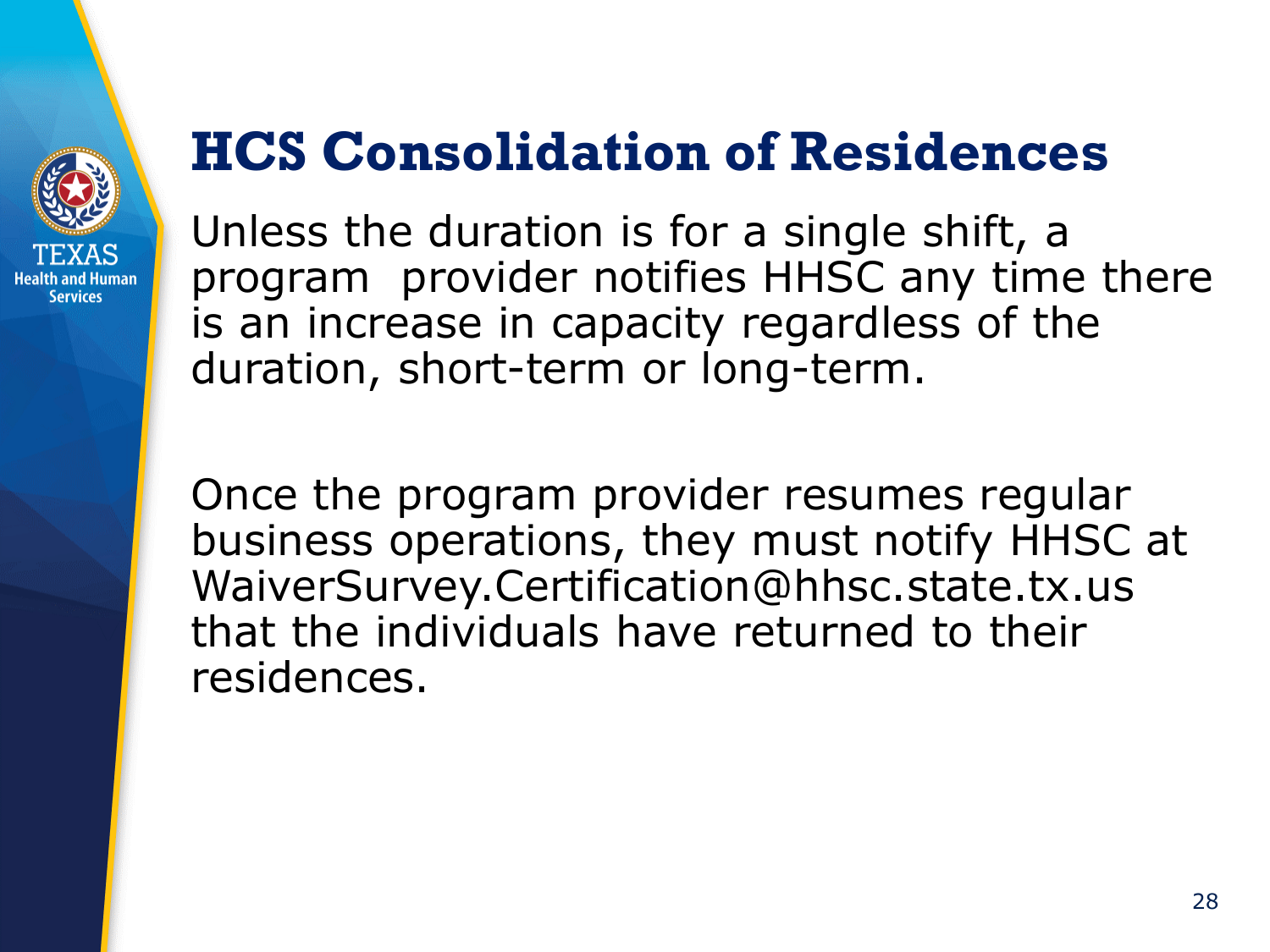# HCS Consolidation of Residences

Unless the duration is for a single shift, a program provider notifies HHSC any time there is an increase in capacity regardless of the duration, short-term or long-term.

Once the program provider resumes regular business operations, they must notify HHSC at WaiverSurvey.Certification@hhsc.state.tx.us that the individuals have returned to their residences.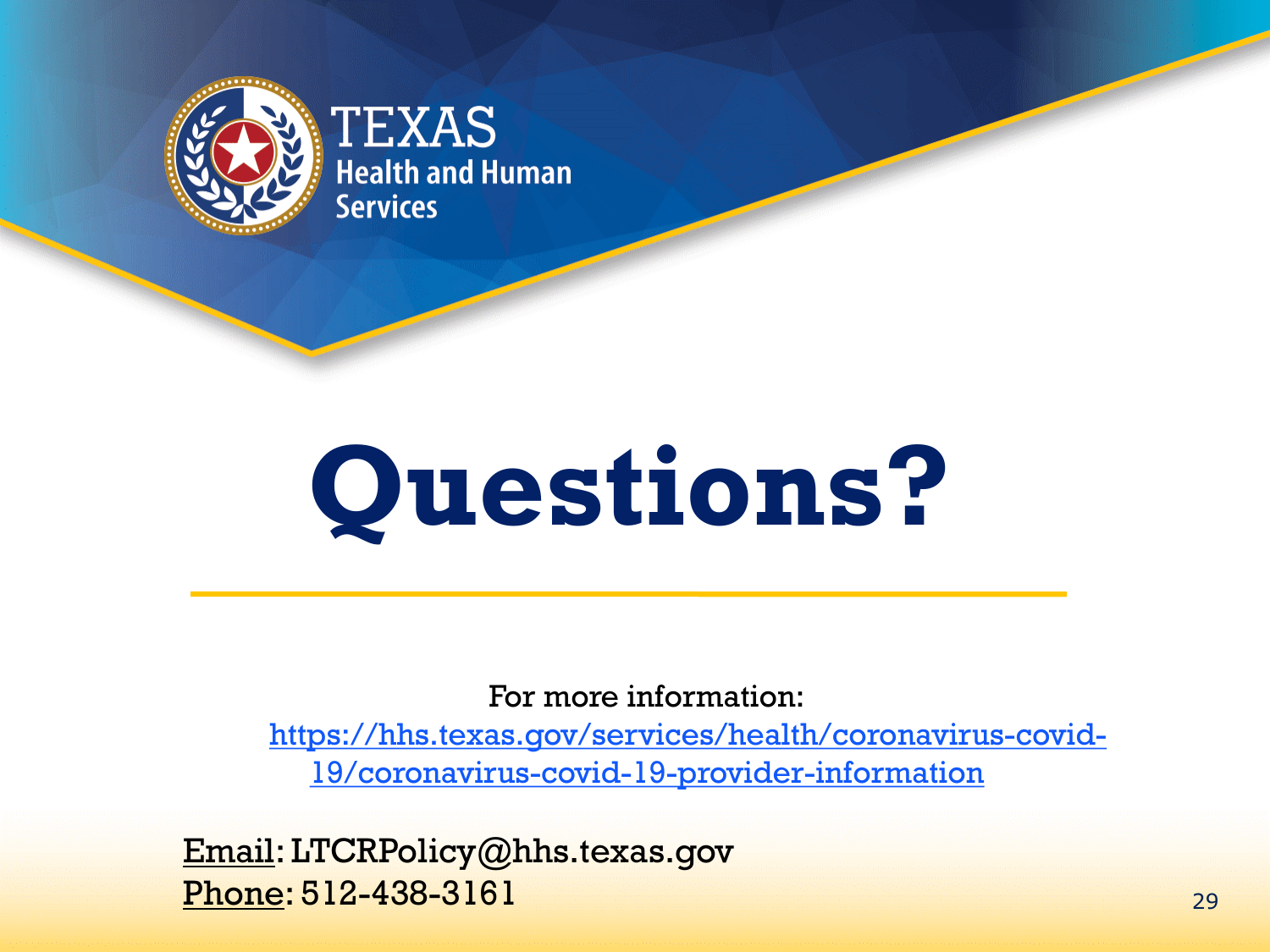TEXAS
Health and Human Services

# Questions?

For more information:
https://hhs.texas.gov/services/health/coronavirus-covid-19/coronavirus-covid-19-provider-information

Email: LTCRPolicy@hhs.texas.gov
Phone: 512-438-3161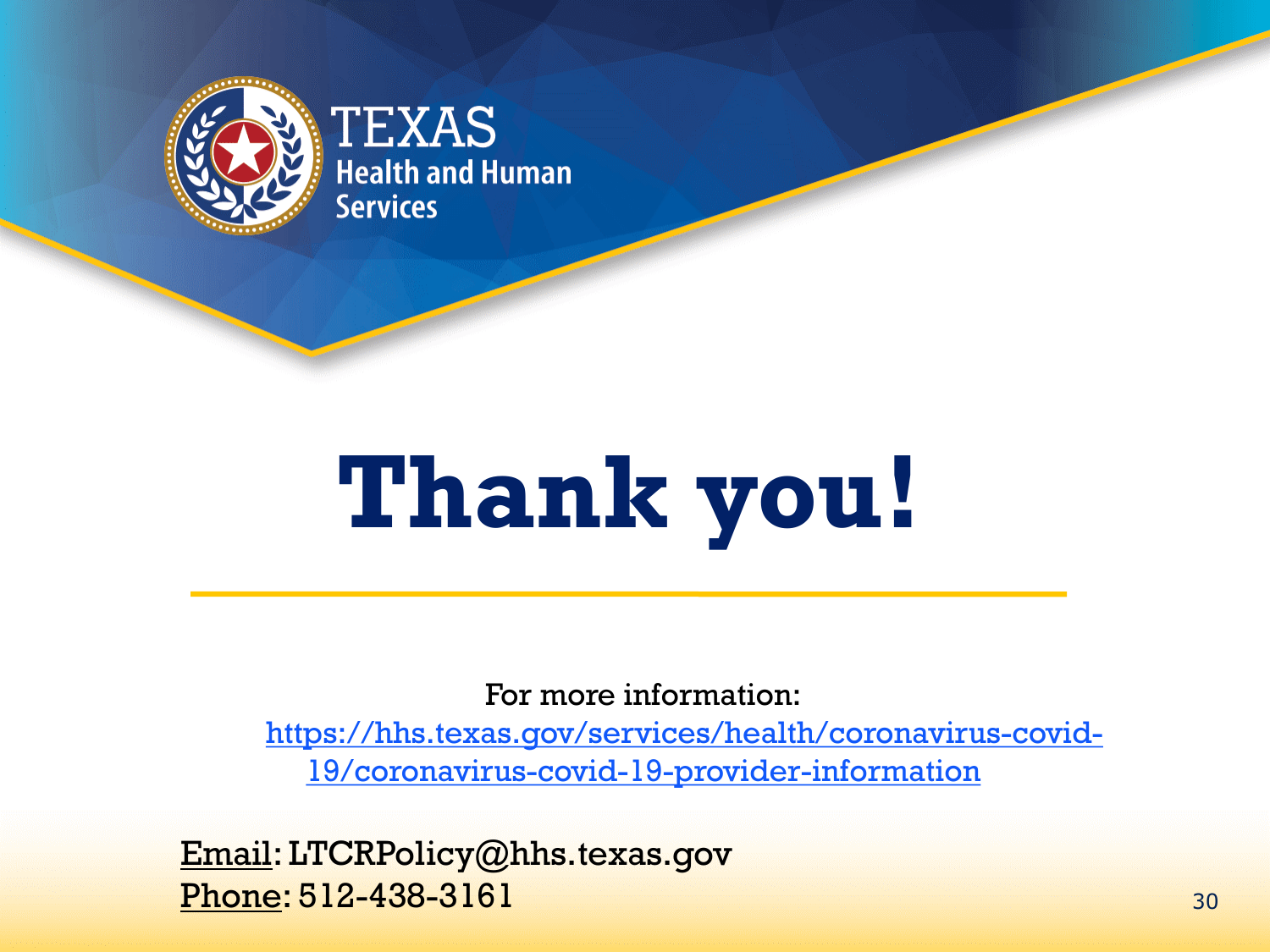TEXAS
Health and Human Services

# Thank you!

For more information:
https://hhs.texas.gov/services/health/coronavirus-covid-19/coronavirus-covid-19-provider-information

Email: LTCRPolicy@hhs.texas.gov
Phone: 512-438-3161